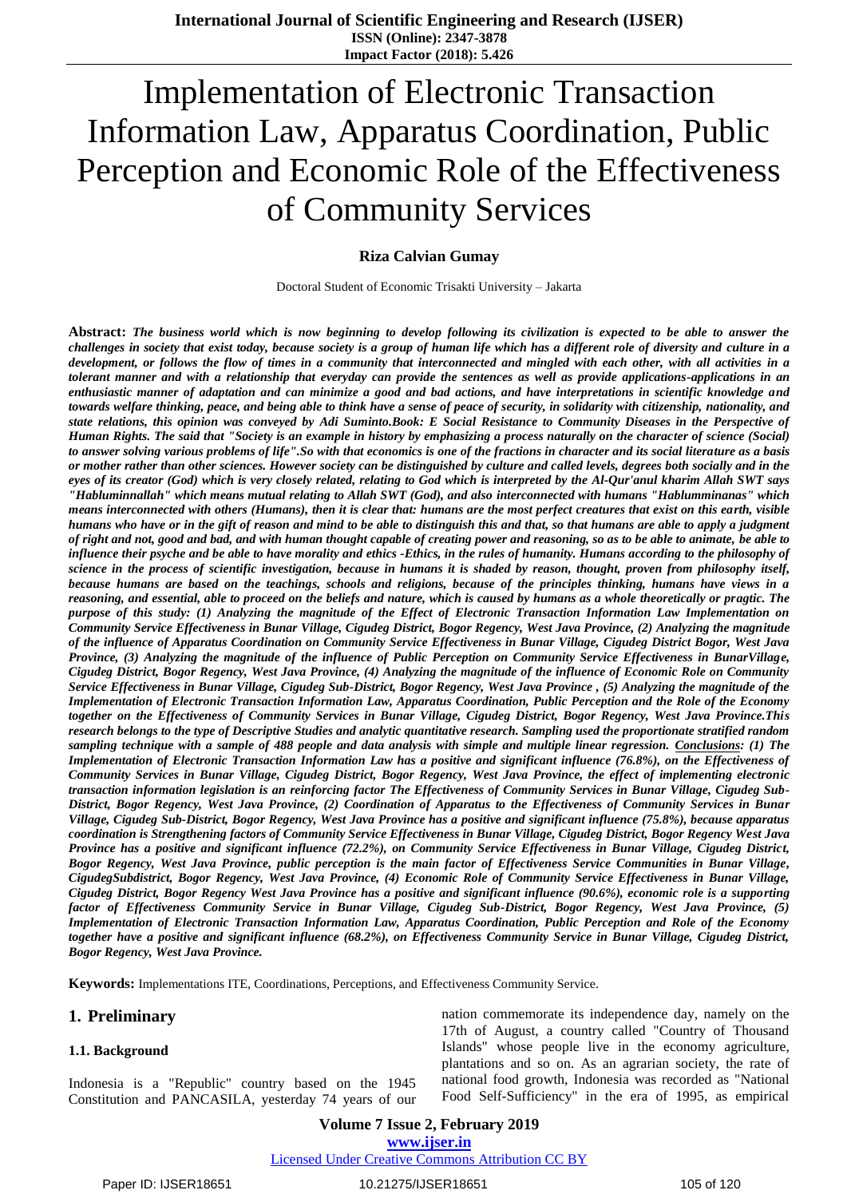# Implementation of Electronic Transaction Information Law, Apparatus Coordination, Public Perception and Economic Role of the Effectiveness of Community Services

**Riza Calvian Gumay**

Doctoral Student of Economic Trisakti University – Jakarta

**Abstract:** ***The business world which is now beginning to develop following its civilization is expected to be able to answer the challenges in society that exist today, because society is a group of human life which has a different role of diversity and culture in a development, or follows the flow of times in a community that interconnected and mingled with each other, with all activities in a tolerant manner and with a relationship that everyday can provide the sentences as well as provide applications-applications in an enthusiastic manner of adaptation and can minimize a good and bad actions, and have interpretations in scientific knowledge and towards welfare thinking, peace, and being able to think have a sense of peace of security, in solidarity with citizenship, nationality, and state relations, this opinion was conveyed by Adi Suminto.Book: E Social Resistance to Community Diseases in the Perspective of Human Rights. The said that "Society is an example in history by emphasizing a process naturally on the character of science (Social) to answer solving various problems of life".So with that economics is one of the fractions in character and its social literature as a basis or mother rather than other sciences. However society can be distinguished by culture and called levels, degrees both socially and in the eyes of its creator (God) which is very closely related, relating to God which is interpreted by the Al-Qur'anul kharim Allah SWT says "Habluminnallah" which means mutual relating to Allah SWT (God), and also interconnected with humans "Hablumminanas" which means interconnected with others (Humans), then it is clear that: humans are the most perfect creatures that exist on this earth, visible humans who have or in the gift of reason and mind to be able to distinguish this and that, so that humans are able to apply a judgment of right and not, good and bad, and with human thought capable of creating power and reasoning, so as to be able to animate, be able to influence their psyche and be able to have morality and ethics -Ethics, in the rules of humanity. Humans according to the philosophy of science in the process of scientific investigation, because in humans it is shaded by reason, thought, proven from philosophy itself, because humans are based on the teachings, schools and religions, because of the principles thinking, humans have views in a reasoning, and essential, able to proceed on the beliefs and nature, which is caused by humans as a whole theoretically or pragtic. The purpose of this study: (1) Analyzing the magnitude of the Effect of Electronic Transaction Information Law Implementation on Community Service Effectiveness in Bunar Village, Cigudeg District, Bogor Regency, West Java Province, (2) Analyzing the magnitude of the influence of Apparatus Coordination on Community Service Effectiveness in Bunar Village, Cigudeg District Bogor, West Java Province, (3) Analyzing the magnitude of the influence of Public Perception on Community Service Effectiveness in BunarVillage, Cigudeg District, Bogor Regency, West Java Province, (4) Analyzing the magnitude of the influence of Economic Role on Community Service Effectiveness in Bunar Village, Cigudeg Sub-District, Bogor Regency, West Java Province , (5) Analyzing the magnitude of the Implementation of Electronic Transaction Information Law, Apparatus Coordination, Public Perception and the Role of the Economy together on the Effectiveness of Community Services in Bunar Village, Cigudeg District, Bogor Regency, West Java Province.This research belongs to the type of Descriptive Studies and analytic quantitative research. Sampling used the proportionate stratified random sampling technique with a sample of 488 people and data analysis with simple and multiple linear regression. Conclusions: (1) The Implementation of Electronic Transaction Information Law has a positive and significant influence (76.8%), on the Effectiveness of Community Services in Bunar Village, Cigudeg District, Bogor Regency, West Java Province, the effect of implementing electronic transaction information legislation is an reinforcing factor The Effectiveness of Community Services in Bunar Village, Cigudeg Sub-District, Bogor Regency, West Java Province, (2) Coordination of Apparatus to the Effectiveness of Community Services in Bunar Village, Cigudeg Sub-District, Bogor Regency, West Java Province has a positive and significant influence (75.8%), because apparatus coordination is Strengthening factors of Community Service Effectiveness in Bunar Village, Cigudeg District, Bogor Regency West Java Province has a positive and significant influence (72.2%), on Community Service Effectiveness in Bunar Village, Cigudeg District, Bogor Regency, West Java Province, public perception is the main factor of Effectiveness Service Communities in Bunar Village, CigudegSubdistrict, Bogor Regency, West Java Province, (4) Economic Role of Community Service Effectiveness in Bunar Village, Cigudeg District, Bogor Regency West Java Province has a positive and significant influence (90.6%), economic role is a supporting factor of Effectiveness Community Service in Bunar Village, Cigudeg Sub-District, Bogor Regency, West Java Province, (5) Implementation of Electronic Transaction Information Law, Apparatus Coordination, Public Perception and Role of the Economy together have a positive and significant influence (68.2%), on Effectiveness Community Service in Bunar Village, Cigudeg District, Bogor Regency, West Java Province.***

**Keywords:** Implementations ITE, Coordinations, Perceptions, and Effectiveness Community Service.

## 1. Preliminary

### 1.1. Background

Indonesia is a "Republic" country based on the 1945 Constitution and PANCASILA, yesterday 74 years of our nation commemorate its independence day, namely on the 17th of August, a country called "Country of Thousand Islands" whose people live in the economy agriculture, plantations and so on. As an agrarian society, the rate of national food growth, Indonesia was recorded as "National Food Self-Sufficiency" in the era of 1995, as empirical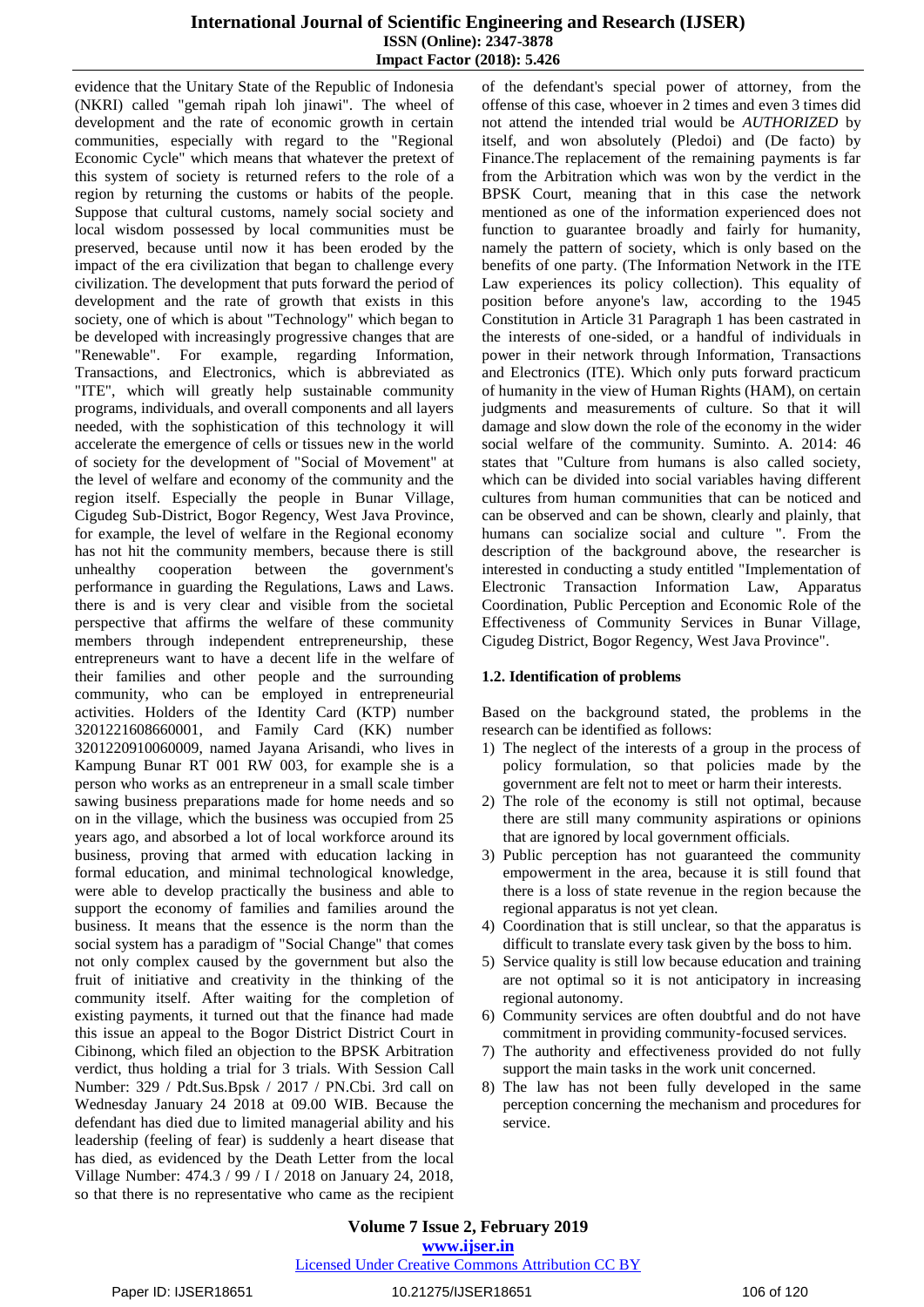evidence that the Unitary State of the Republic of Indonesia (NKRI) called "gemah ripah loh jinawi". The wheel of development and the rate of economic growth in certain communities, especially with regard to the "Regional Economic Cycle" which means that whatever the pretext of this system of society is returned refers to the role of a region by returning the customs or habits of the people. Suppose that cultural customs, namely social society and local wisdom possessed by local communities must be preserved, because until now it has been eroded by the impact of the era civilization that began to challenge every civilization. The development that puts forward the period of development and the rate of growth that exists in this society, one of which is about "Technology" which began to be developed with increasingly progressive changes that are "Renewable". For example, regarding Information, Transactions, and Electronics, which is abbreviated as "ITE", which will greatly help sustainable community programs, individuals, and overall components and all layers needed, with the sophistication of this technology it will accelerate the emergence of cells or tissues new in the world of society for the development of "Social of Movement" at the level of welfare and economy of the community and the region itself. Especially the people in Bunar Village, Cigudeg Sub-District, Bogor Regency, West Java Province, for example, the level of welfare in the Regional economy has not hit the community members, because there is still unhealthy cooperation between the government's performance in guarding the Regulations, Laws and Laws. there is and is very clear and visible from the societal perspective that affirms the welfare of these community members through independent entrepreneurship, these entrepreneurs want to have a decent life in the welfare of their families and other people and the surrounding community, who can be employed in entrepreneurial activities. Holders of the Identity Card (KTP) number 3201221608660001, and Family Card (KK) number 3201220910060009, named Jayana Arisandi, who lives in Kampung Bunar RT 001 RW 003, for example she is a person who works as an entrepreneur in a small scale timber sawing business preparations made for home needs and so on in the village, which the business was occupied from 25 years ago, and absorbed a lot of local workforce around its business, proving that armed with education lacking in formal education, and minimal technological knowledge, were able to develop practically the business and able to support the economy of families and families around the business. It means that the essence is the norm than the social system has a paradigm of "Social Change" that comes not only complex caused by the government but also the fruit of initiative and creativity in the thinking of the community itself. After waiting for the completion of existing payments, it turned out that the finance had made this issue an appeal to the Bogor District District Court in Cibinong, which filed an objection to the BPSK Arbitration verdict, thus holding a trial for 3 trials. With Session Call Number: 329 / Pdt.Sus.Bpsk / 2017 / PN.Cbi. 3rd call on Wednesday January 24 2018 at 09.00 WIB. Because the defendant has died due to limited managerial ability and his leadership (feeling of fear) is suddenly a heart disease that has died, as evidenced by the Death Letter from the local Village Number: 474.3 / 99 / I / 2018 on January 24, 2018, so that there is no representative who came as the recipient of the defendant's special power of attorney, from the offense of this case, whoever in 2 times and even 3 times did not attend the intended trial would be *AUTHORIZED* by itself, and won absolutely (Pledoi) and (De facto) by Finance.The replacement of the remaining payments is far from the Arbitration which was won by the verdict in the BPSK Court, meaning that in this case the network mentioned as one of the information experienced does not function to guarantee broadly and fairly for humanity, namely the pattern of society, which is only based on the benefits of one party. (The Information Network in the ITE Law experiences its policy collection). This equality of position before anyone's law, according to the 1945 Constitution in Article 31 Paragraph 1 has been castrated in the interests of one-sided, or a handful of individuals in power in their network through Information, Transactions and Electronics (ITE). Which only puts forward practicum of humanity in the view of Human Rights (HAM), on certain judgments and measurements of culture. So that it will damage and slow down the role of the economy in the wider social welfare of the community. Suminto. A. 2014: 46 states that "Culture from humans is also called society, which can be divided into social variables having different cultures from human communities that can be noticed and can be observed and can be shown, clearly and plainly, that humans can socialize social and culture ". From the description of the background above, the researcher is interested in conducting a study entitled "Implementation of Electronic Transaction Information Law, Apparatus Coordination, Public Perception and Economic Role of the Effectiveness of Community Services in Bunar Village, Cigudeg District, Bogor Regency, West Java Province".

### 1.2. Identification of problems

Based on the background stated, the problems in the research can be identified as follows:

1) The neglect of the interests of a group in the process of policy formulation, so that policies made by the government are felt not to meet or harm their interests.
2) The role of the economy is still not optimal, because there are still many community aspirations or opinions that are ignored by local government officials.
3) Public perception has not guaranteed the community empowerment in the area, because it is still found that there is a loss of state revenue in the region because the regional apparatus is not yet clean.
4) Coordination that is still unclear, so that the apparatus is difficult to translate every task given by the boss to him.
5) Service quality is still low because education and training are not optimal so it is not anticipatory in increasing regional autonomy.
6) Community services are often doubtful and do not have commitment in providing community-focused services.
7) The authority and effectiveness provided do not fully support the main tasks in the work unit concerned.
8) The law has not been fully developed in the same perception concerning the mechanism and procedures for service.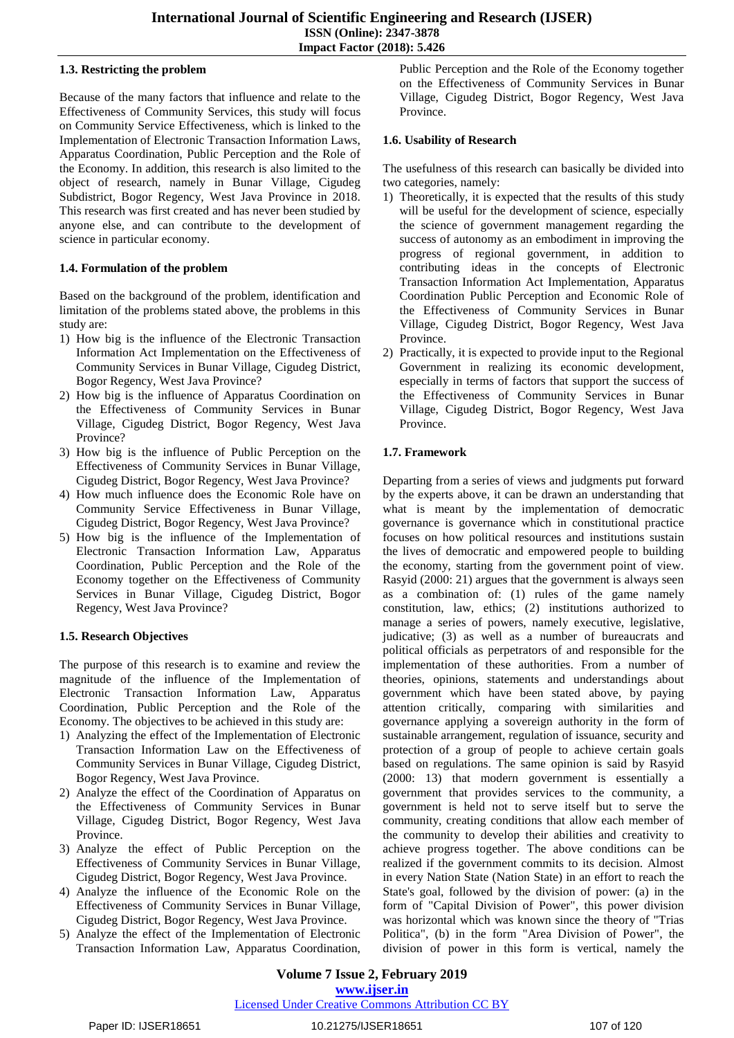### 1.3. Restricting the problem

Because of the many factors that influence and relate to the Effectiveness of Community Services, this study will focus on Community Service Effectiveness, which is linked to the Implementation of Electronic Transaction Information Laws, Apparatus Coordination, Public Perception and the Role of the Economy. In addition, this research is also limited to the object of research, namely in Bunar Village, Cigudeg Subdistrict, Bogor Regency, West Java Province in 2018. This research was first created and has never been studied by anyone else, and can contribute to the development of science in particular economy.

### 1.4. Formulation of the problem

Based on the background of the problem, identification and limitation of the problems stated above, the problems in this study are:

1) How big is the influence of the Electronic Transaction Information Act Implementation on the Effectiveness of Community Services in Bunar Village, Cigudeg District, Bogor Regency, West Java Province?
2) How big is the influence of Apparatus Coordination on the Effectiveness of Community Services in Bunar Village, Cigudeg District, Bogor Regency, West Java Province?
3) How big is the influence of Public Perception on the Effectiveness of Community Services in Bunar Village, Cigudeg District, Bogor Regency, West Java Province?
4) How much influence does the Economic Role have on Community Service Effectiveness in Bunar Village, Cigudeg District, Bogor Regency, West Java Province?
5) How big is the influence of the Implementation of Electronic Transaction Information Law, Apparatus Coordination, Public Perception and the Role of the Economy together on the Effectiveness of Community Services in Bunar Village, Cigudeg District, Bogor Regency, West Java Province?

### 1.5. Research Objectives

The purpose of this research is to examine and review the magnitude of the influence of the Implementation of Electronic Transaction Information Law, Apparatus Coordination, Public Perception and the Role of the Economy. The objectives to be achieved in this study are:

1) Analyzing the effect of the Implementation of Electronic Transaction Information Law on the Effectiveness of Community Services in Bunar Village, Cigudeg District, Bogor Regency, West Java Province.
2) Analyze the effect of the Coordination of Apparatus on the Effectiveness of Community Services in Bunar Village, Cigudeg District, Bogor Regency, West Java Province.
3) Analyze the effect of Public Perception on the Effectiveness of Community Services in Bunar Village, Cigudeg District, Bogor Regency, West Java Province.
4) Analyze the influence of the Economic Role on the Effectiveness of Community Services in Bunar Village, Cigudeg District, Bogor Regency, West Java Province.
5) Analyze the effect of the Implementation of Electronic Transaction Information Law, Apparatus Coordination, Public Perception and the Role of the Economy together on the Effectiveness of Community Services in Bunar Village, Cigudeg District, Bogor Regency, West Java Province.

### 1.6. Usability of Research

The usefulness of this research can basically be divided into two categories, namely:

1) Theoretically, it is expected that the results of this study will be useful for the development of science, especially the science of government management regarding the success of autonomy as an embodiment in improving the progress of regional government, in addition to contributing ideas in the concepts of Electronic Transaction Information Act Implementation, Apparatus Coordination Public Perception and Economic Role of the Effectiveness of Community Services in Bunar Village, Cigudeg District, Bogor Regency, West Java Province.
2) Practically, it is expected to provide input to the Regional Government in realizing its economic development, especially in terms of factors that support the success of the Effectiveness of Community Services in Bunar Village, Cigudeg District, Bogor Regency, West Java Province.

### 1.7. Framework

Departing from a series of views and judgments put forward by the experts above, it can be drawn an understanding that what is meant by the implementation of democratic governance is governance which in constitutional practice focuses on how political resources and institutions sustain the lives of democratic and empowered people to building the economy, starting from the government point of view. Rasyid (2000: 21) argues that the government is always seen as a combination of: (1) rules of the game namely constitution, law, ethics; (2) institutions authorized to manage a series of powers, namely executive, legislative, judicative; (3) as well as a number of bureaucrats and political officials as perpetrators of and responsible for the implementation of these authorities. From a number of theories, opinions, statements and understandings about government which have been stated above, by paying attention critically, comparing with similarities and governance applying a sovereign authority in the form of sustainable arrangement, regulation of issuance, security and protection of a group of people to achieve certain goals based on regulations. The same opinion is said by Rasyid (2000: 13) that modern government is essentially a government that provides services to the community, a government is held not to serve itself but to serve the community, creating conditions that allow each member of the community to develop their abilities and creativity to achieve progress together. The above conditions can be realized if the government commits to its decision. Almost in every Nation State (National State) in an effort to reach the State's goal, followed by the division of power: (a) in the form of "Capital Division of Power", this power division was horizontal which was known since the theory of "Trias Politica", (b) in the form "Area Division of Power", the division of power in this form is vertical, namely the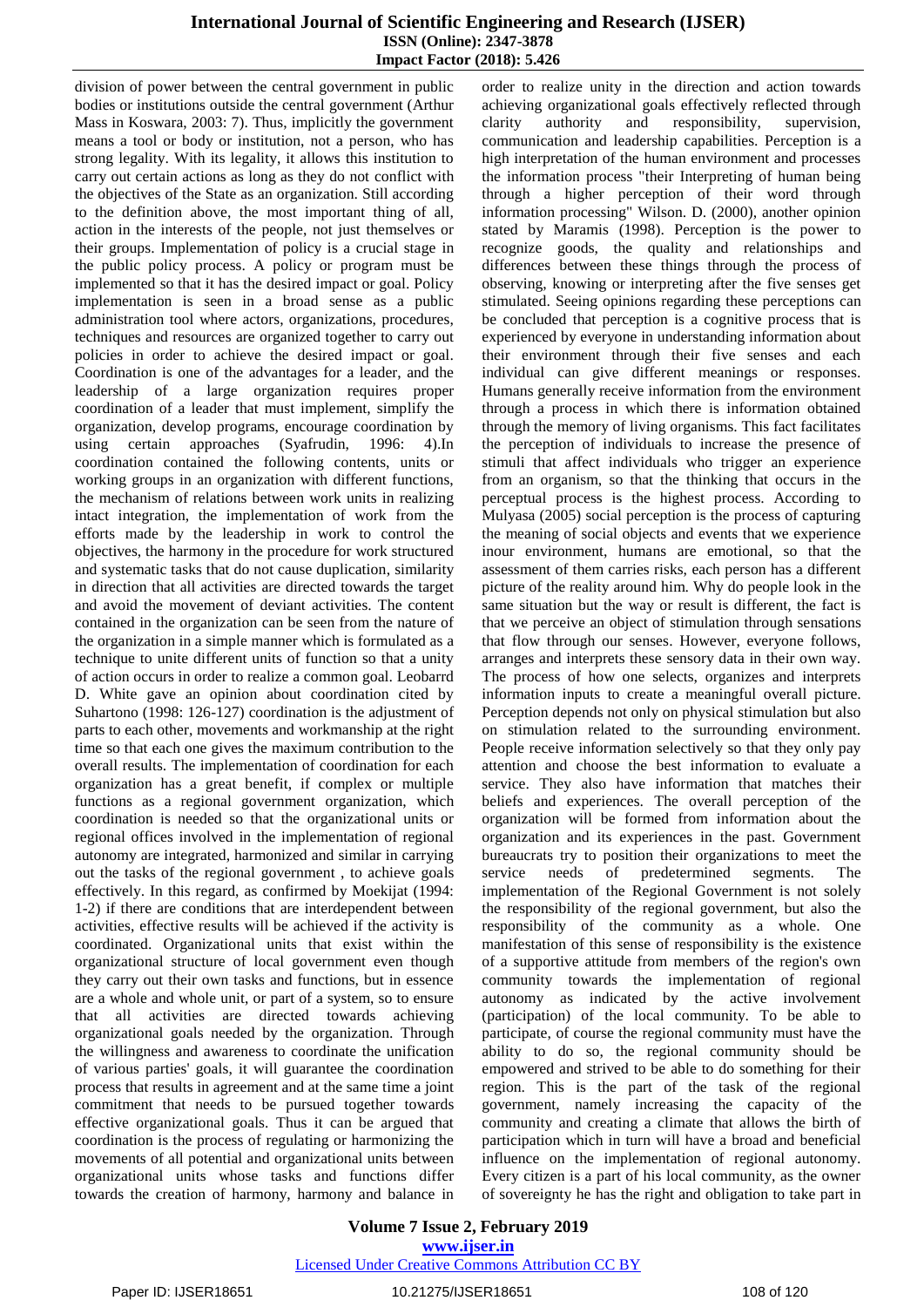division of power between the central government in public bodies or institutions outside the central government (Arthur Mass in Koswara, 2003: 7). Thus, implicitly the government means a tool or body or institution, not a person, who has strong legality. With its legality, it allows this institution to carry out certain actions as long as they do not conflict with the objectives of the State as an organization. Still according to the definition above, the most important thing of all, action in the interests of the people, not just themselves or their groups. Implementation of policy is a crucial stage in the public policy process. A policy or program must be implemented so that it has the desired impact or goal. Policy implementation is seen in a broad sense as a public administration tool where actors, organizations, procedures, techniques and resources are organized together to carry out policies in order to achieve the desired impact or goal. Coordination is one of the advantages for a leader, and the leadership of a large organization requires proper coordination of a leader that must implement, simplify the organization, develop programs, encourage coordination by using certain approaches (Syafrudin, 1996: 4).In coordination contained the following contents, units or working groups in an organization with different functions, the mechanism of relations between work units in realizing intact integration, the implementation of work from the efforts made by the leadership in work to control the objectives, the harmony in the procedure for work structured and systematic tasks that do not cause duplication, similarity in direction that all activities are directed towards the target and avoid the movement of deviant activities. The content contained in the organization can be seen from the nature of the organization in a simple manner which is formulated as a technique to unite different units of function so that a unity of action occurs in order to realize a common goal. Leobarrd D. White gave an opinion about coordination cited by Suhartono (1998: 126-127) coordination is the adjustment of parts to each other, movements and workmanship at the right time so that each one gives the maximum contribution to the overall results. The implementation of coordination for each organization has a great benefit, if complex or multiple functions as a regional government organization, which coordination is needed so that the organizational units or regional offices involved in the implementation of regional autonomy are integrated, harmonized and similar in carrying out the tasks of the regional government , to achieve goals effectively. In this regard, as confirmed by Moekijat (1994: 1-2) if there are conditions that are interdependent between activities, effective results will be achieved if the activity is coordinated. Organizational units that exist within the organizational structure of local government even though they carry out their own tasks and functions, but in essence are a whole and whole unit, or part of a system, so to ensure that all activities are directed towards achieving organizational goals needed by the organization. Through the willingness and awareness to coordinate the unification of various parties' goals, it will guarantee the coordination process that results in agreement and at the same time a joint commitment that needs to be pursued together towards effective organizational goals. Thus it can be argued that coordination is the process of regulating or harmonizing the movements of all potential and organizational units between organizational units whose tasks and functions differ towards the creation of harmony, harmony and balance in order to realize unity in the direction and action towards achieving organizational goals effectively reflected through clarity authority and responsibility, supervision, communication and leadership capabilities. Perception is a high interpretation of the human environment and processes the information process "their Interpreting of human being through a higher perception of their word through information processing" Wilson. D. (2000), another opinion stated by Maramis (1998). Perception is the power to recognize goods, the quality and relationships and differences between these things through the process of observing, knowing or interpreting after the five senses get stimulated. Seeing opinions regarding these perceptions can be concluded that perception is a cognitive process that is experienced by everyone in understanding information about their environment through their five senses and each individual can give different meanings or responses. Humans generally receive information from the environment through a process in which there is information obtained through the memory of living organisms. This fact facilitates the perception of individuals to increase the presence of stimuli that affect individuals who trigger an experience from an organism, so that the thinking that occurs in the perceptual process is the highest process. According to Mulyasa (2005) social perception is the process of capturing the meaning of social objects and events that we experience inour environment, humans are emotional, so that the assessment of them carries risks, each person has a different picture of the reality around him. Why do people look in the same situation but the way or result is different, the fact is that we perceive an object of stimulation through sensations that flow through our senses. However, everyone follows, arranges and interprets these sensory data in their own way. The process of how one selects, organizes and interprets information inputs to create a meaningful overall picture. Perception depends not only on physical stimulation but also on stimulation related to the surrounding environment. People receive information selectively so that they only pay attention and choose the best information to evaluate a service. They also have information that matches their beliefs and experiences. The overall perception of the organization will be formed from information about the organization and its experiences in the past. Government bureaucrats try to position their organizations to meet the service needs of predetermined segments. The implementation of the Regional Government is not solely the responsibility of the regional government, but also the responsibility of the community as a whole. One manifestation of this sense of responsibility is the existence of a supportive attitude from members of the region's own community towards the implementation of regional autonomy as indicated by the active involvement (participation) of the local community. To be able to participate, of course the regional community must have the ability to do so, the regional community should be empowered and strived to be able to do something for their region. This is the part of the task of the regional government, namely increasing the capacity of the community and creating a climate that allows the birth of participation which in turn will have a broad and beneficial influence on the implementation of regional autonomy. Every citizen is a part of his local community, as the owner of sovereignty he has the right and obligation to take part in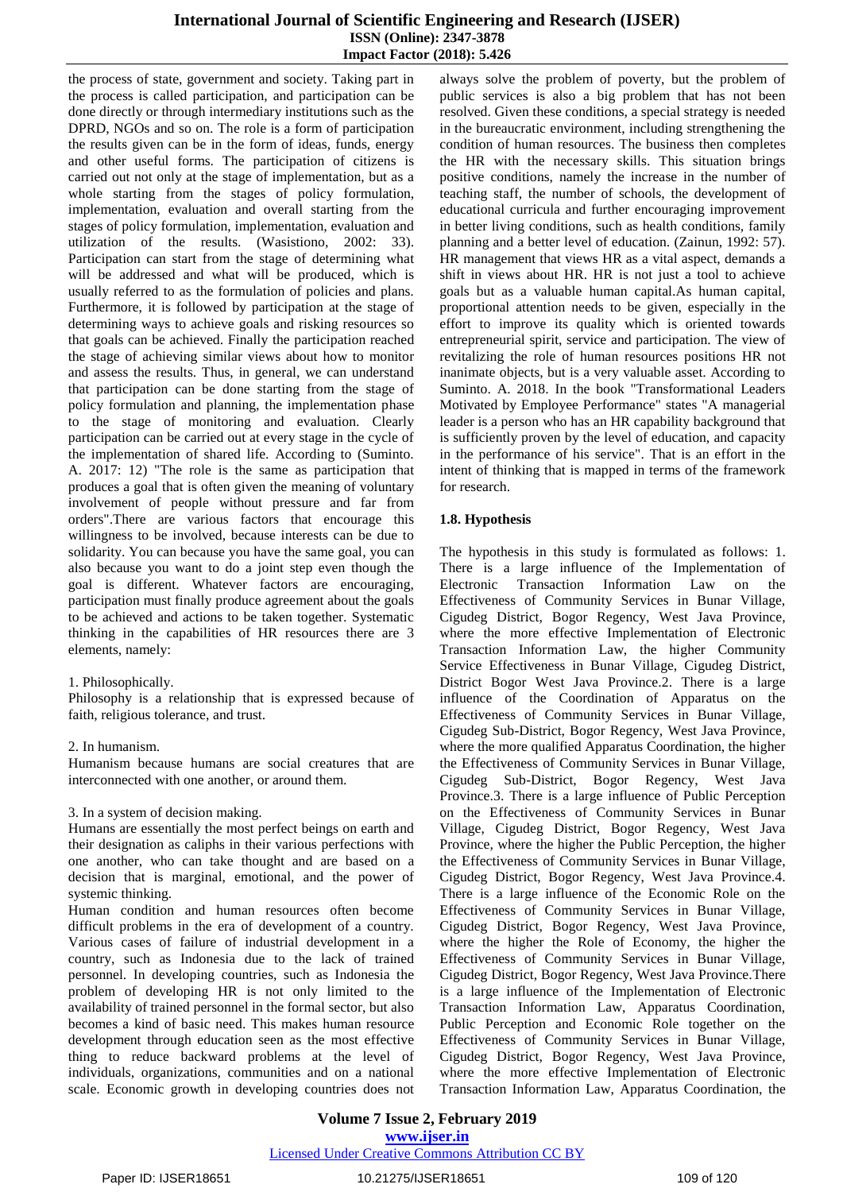the process of state, government and society. Taking part in the process is called participation, and participation can be done directly or through intermediary institutions such as the DPRD, NGOs and so on. The role is a form of participation the results given can be in the form of ideas, funds, energy and other useful forms. The participation of citizens is carried out not only at the stage of implementation, but as a whole starting from the stages of policy formulation, implementation, evaluation and overall starting from the stages of policy formulation, implementation, evaluation and utilization of the results. (Wasistiono, 2002: 33). Participation can start from the stage of determining what will be addressed and what will be produced, which is usually referred to as the formulation of policies and plans. Furthermore, it is followed by participation at the stage of determining ways to achieve goals and risking resources so that goals can be achieved. Finally the participation reached the stage of achieving similar views about how to monitor and assess the results. Thus, in general, we can understand that participation can be done starting from the stage of policy formulation and planning, the implementation phase to the stage of monitoring and evaluation. Clearly participation can be carried out at every stage in the cycle of the implementation of shared life. According to (Suminto. A. 2017: 12) "The role is the same as participation that produces a goal that is often given the meaning of voluntary involvement of people without pressure and far from orders".There are various factors that encourage this willingness to be involved, because interests can be due to solidarity. You can because you have the same goal, you can also because you want to do a joint step even though the goal is different. Whatever factors are encouraging, participation must finally produce agreement about the goals to be achieved and actions to be taken together. Systematic thinking in the capabilities of HR resources there are 3 elements, namely:

1. Philosophically.
Philosophy is a relationship that is expressed because of faith, religious tolerance, and trust.

2. In humanism.
Humanism because humans are social creatures that are interconnected with one another, or around them.

3. In a system of decision making.
Humans are essentially the most perfect beings on earth and their designation as caliphs in their various perfections with one another, who can take thought and are based on a decision that is marginal, emotional, and the power of systemic thinking.

Human condition and human resources often become difficult problems in the era of development of a country. Various cases of failure of industrial development in a country, such as Indonesia due to the lack of trained personnel. In developing countries, such as Indonesia the problem of developing HR is not only limited to the availability of trained personnel in the formal sector, but also becomes a kind of basic need. This makes human resource development through education seen as the most effective thing to reduce backward problems at the level of individuals, organizations, communities and on a national scale. Economic growth in developing countries does not always solve the problem of poverty, but the problem of public services is also a big problem that has not been resolved. Given these conditions, a special strategy is needed in the bureaucratic environment, including strengthening the condition of human resources. The business then completes the HR with the necessary skills. This situation brings positive conditions, namely the increase in the number of teaching staff, the number of schools, the development of educational curricula and further encouraging improvement in better living conditions, such as health conditions, family planning and a better level of education. (Zainun, 1992: 57). HR management that views HR as a vital aspect, demands a shift in views about HR. HR is not just a tool to achieve goals but as a valuable human capital.As human capital, proportional attention needs to be given, especially in the effort to improve its quality which is oriented towards entrepreneurial spirit, service and participation. The view of revitalizing the role of human resources positions HR not inanimate objects, but is a very valuable asset. According to Suminto. A. 2018. In the book "Transformational Leaders Motivated by Employee Performance" states "A managerial leader is a person who has an HR capability background that is sufficiently proven by the level of education, and capacity in the performance of his service". That is an effort in the intent of thinking that is mapped in terms of the framework for research.

### 1.8. Hypothesis

The hypothesis in this study is formulated as follows: 1. There is a large influence of the Implementation of Electronic Transaction Information Law on the Effectiveness of Community Services in Bunar Village, Cigudeg District, Bogor Regency, West Java Province, where the more effective Implementation of Electronic Transaction Information Law, the higher Community Service Effectiveness in Bunar Village, Cigudeg District, District Bogor West Java Province.2. There is a large influence of the Coordination of Apparatus on the Effectiveness of Community Services in Bunar Village, Cigudeg Sub-District, Bogor Regency, West Java Province, where the more qualified Apparatus Coordination, the higher the Effectiveness of Community Services in Bunar Village, Cigudeg Sub-District, Bogor Regency, West Java Province.3. There is a large influence of Public Perception on the Effectiveness of Community Services in Bunar Village, Cigudeg District, Bogor Regency, West Java Province, where the higher the Public Perception, the higher the Effectiveness of Community Services in Bunar Village, Cigudeg District, Bogor Regency, West Java Province.4. There is a large influence of the Economic Role on the Effectiveness of Community Services in Bunar Village, Cigudeg District, Bogor Regency, West Java Province, where the higher the Role of Economy, the higher the Effectiveness of Community Services in Bunar Village, Cigudeg District, Bogor Regency, West Java Province.There is a large influence of the Implementation of Electronic Transaction Information Law, Apparatus Coordination, Public Perception and Economic Role together on the Effectiveness of Community Services in Bunar Village, Cigudeg District, Bogor Regency, West Java Province, where the more effective Implementation of Electronic Transaction Information Law, Apparatus Coordination, the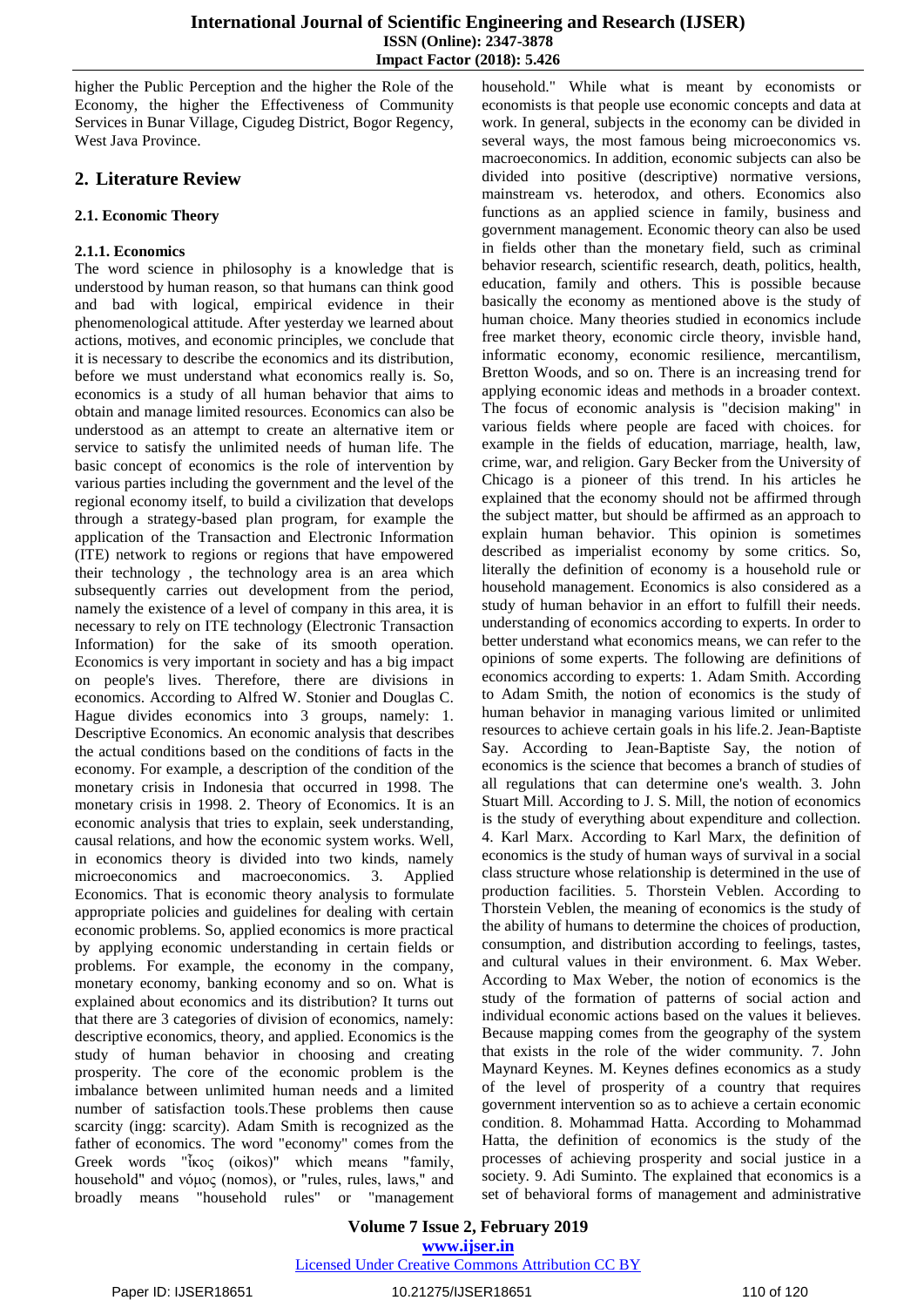higher the Public Perception and the higher the Role of the Economy, the higher the Effectiveness of Community Services in Bunar Village, Cigudeg District, Bogor Regency, West Java Province.

## 2. Literature Review

### 2.1. Economic Theory

#### 2.1.1. Economics

The word science in philosophy is a knowledge that is understood by human reason, so that humans can think good and bad with logical, empirical evidence in their phenomenological attitude. After yesterday we learned about actions, motives, and economic principles, we conclude that it is necessary to describe the economics and its distribution, before we must understand what economics really is. So, economics is a study of all human behavior that aims to obtain and manage limited resources. Economics can also be understood as an attempt to create an alternative item or service to satisfy the unlimited needs of human life. The basic concept of economics is the role of intervention by various parties including the government and the level of the regional economy itself, to build a civilization that develops through a strategy-based plan program, for example the application of the Transaction and Electronic Information (ITE) network to regions or regions that have empowered their technology , the technology area is an area which subsequently carries out development from the period, namely the existence of a level of company in this area, it is necessary to rely on ITE technology (Electronic Transaction Information) for the sake of its smooth operation. Economics is very important in society and has a big impact on people's lives. Therefore, there are divisions in economics. According to Alfred W. Stonier and Douglas C. Hague divides economics into 3 groups, namely: 1. Descriptive Economics. An economic analysis that describes the actual conditions based on the conditions of facts in the economy. For example, a description of the condition of the monetary crisis in Indonesia that occurred in 1998. The monetary crisis in 1998. 2. Theory of Economics. It is an economic analysis that tries to explain, seek understanding, causal relations, and how the economic system works. Well, in economics theory is divided into two kinds, namely microeconomics and macroeconomics. 3. Applied Economics. That is economic theory analysis to formulate appropriate policies and guidelines for dealing with certain economic problems. So, applied economics is more practical by applying economic understanding in certain fields or problems. For example, the economy in the company, monetary economy, banking economy and so on. What is explained about economics and its distribution? It turns out that there are 3 categories of division of economics, namely: descriptive economics, theory, and applied. Economics is the study of human behavior in choosing and creating prosperity. The core of the economic problem is the imbalance between unlimited human needs and a limited number of satisfaction tools.These problems then cause scarcity (ingg: scarcity). Adam Smith is recognized as the father of economics. The word "economy" comes from the Greek words "ἶκος (oikos)" which means "family, household" and νόμος (nomos), or "rules, rules, laws," and broadly means "household rules" or "management household." While what is meant by economists or economists is that people use economic concepts and data at work. In general, subjects in the economy can be divided in several ways, the most famous being microeconomics vs. macroeconomics. In addition, economic subjects can also be divided into positive (descriptive) normative versions, mainstream vs. heterodox, and others. Economics also functions as an applied science in family, business and government management. Economic theory can also be used in fields other than the monetary field, such as criminal behavior research, scientific research, death, politics, health, education, family and others. This is possible because basically the economy as mentioned above is the study of human choice. Many theories studied in economics include free market theory, economic circle theory, invisble hand, informatic economy, economic resilience, mercantilism, Bretton Woods, and so on. There is an increasing trend for applying economic ideas and methods in a broader context. The focus of economic analysis is "decision making" in various fields where people are faced with choices. for example in the fields of education, marriage, health, law, crime, war, and religion. Gary Becker from the University of Chicago is a pioneer of this trend. In his articles he explained that the economy should not be affirmed through the subject matter, but should be affirmed as an approach to explain human behavior. This opinion is sometimes described as imperialist economy by some critics. So, literally the definition of economy is a household rule or household management. Economics is also considered as a study of human behavior in an effort to fulfill their needs. understanding of economics according to experts. In order to better understand what economics means, we can refer to the opinions of some experts. The following are definitions of economics according to experts: 1. Adam Smith. According to Adam Smith, the notion of economics is the study of human behavior in managing various limited or unlimited resources to achieve certain goals in his life.2. Jean-Baptiste Say. According to Jean-Baptiste Say, the notion of economics is the science that becomes a branch of studies of all regulations that can determine one's wealth. 3. John Stuart Mill. According to J. S. Mill, the notion of economics is the study of everything about expenditure and collection. 4. Karl Marx. According to Karl Marx, the definition of economics is the study of human ways of survival in a social class structure whose relationship is determined in the use of production facilities. 5. Thorstein Veblen. According to Thorstein Veblen, the meaning of economics is the study of the ability of humans to determine the choices of production, consumption, and distribution according to feelings, tastes, and cultural values in their environment. 6. Max Weber. According to Max Weber, the notion of economics is the study of the formation of patterns of social action and individual economic actions based on the values it believes. Because mapping comes from the geography of the system that exists in the role of the wider community. 7. John Maynard Keynes. M. Keynes defines economics as a study of the level of prosperity of a country that requires government intervention so as to achieve a certain economic condition. 8. Mohammad Hatta. According to Mohammad Hatta, the definition of economics is the study of the processes of achieving prosperity and social justice in a society. 9. Adi Suminto. The explained that economics is a set of behavioral forms of management and administrative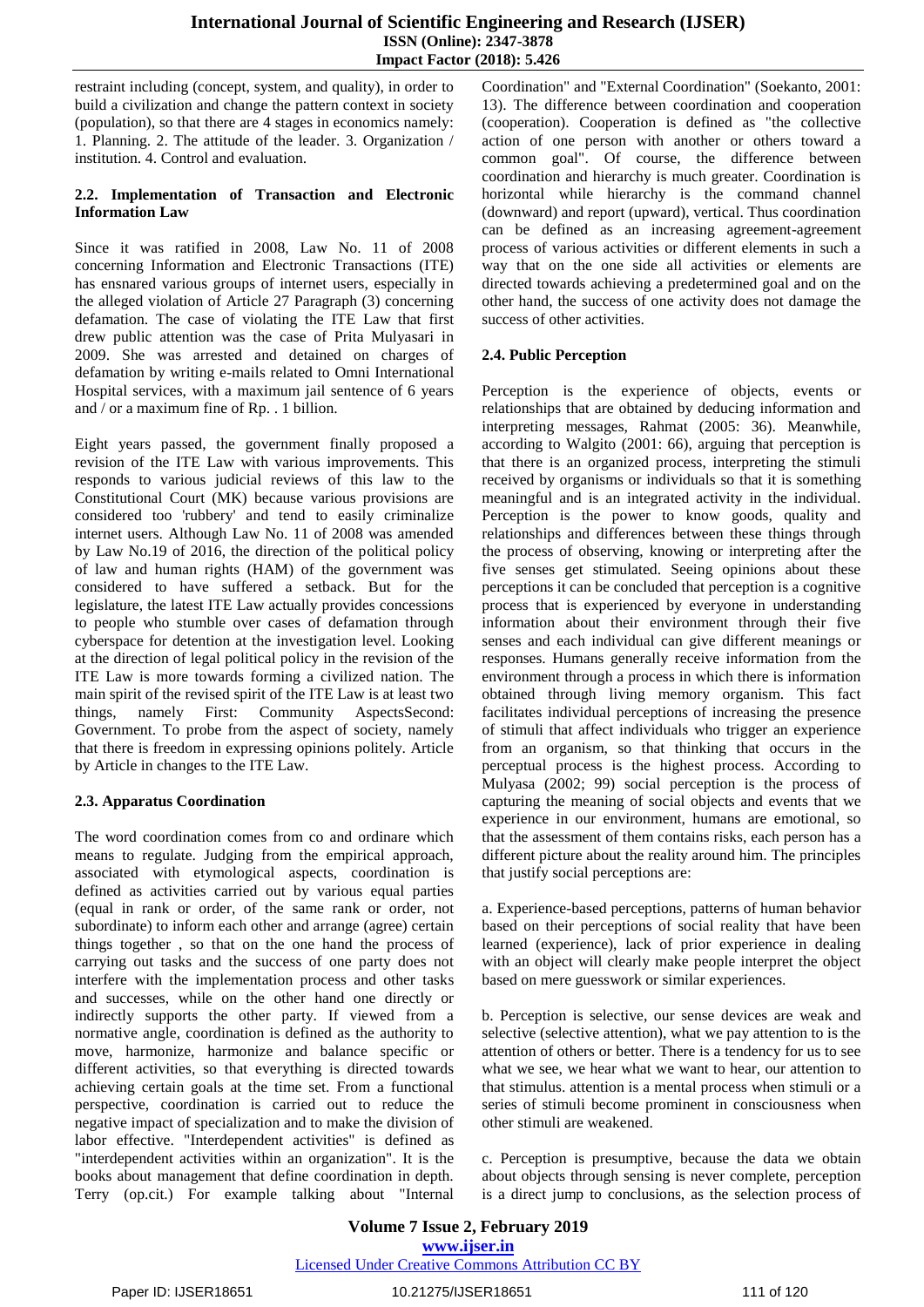restraint including (concept, system, and quality), in order to build a civilization and change the pattern context in society (population), so that there are 4 stages in economics namely: 1. Planning. 2. The attitude of the leader. 3. Organization / institution. 4. Control and evaluation.

### 2.2. Implementation of Transaction and Electronic Information Law

Since it was ratified in 2008, Law No. 11 of 2008 concerning Information and Electronic Transactions (ITE) has ensnared various groups of internet users, especially in the alleged violation of Article 27 Paragraph (3) concerning defamation. The case of violating the ITE Law that first drew public attention was the case of Prita Mulyasari in 2009. She was arrested and detained on charges of defamation by writing e-mails related to Omni International Hospital services, with a maximum jail sentence of 6 years and / or a maximum fine of Rp. . 1 billion.

Eight years passed, the government finally proposed a revision of the ITE Law with various improvements. This responds to various judicial reviews of this law to the Constitutional Court (MK) because various provisions are considered too 'rubbery' and tend to easily criminalize internet users. Although Law No. 11 of 2008 was amended by Law No.19 of 2016, the direction of the political policy of law and human rights (HAM) of the government was considered to have suffered a setback. But for the legislature, the latest ITE Law actually provides concessions to people who stumble over cases of defamation through cyberspace for detention at the investigation level. Looking at the direction of legal political policy in the revision of the ITE Law is more towards forming a civilized nation. The main spirit of the revised spirit of the ITE Law is at least two things, namely First: Community AspectsSecond: Government. To probe from the aspect of society, namely that there is freedom in expressing opinions politely. Article by Article in changes to the ITE Law.

### 2.3. Apparatus Coordination

The word coordination comes from co and ordinare which means to regulate. Judging from the empirical approach, associated with etymological aspects, coordination is defined as activities carried out by various equal parties (equal in rank or order, of the same rank or order, not subordinate) to inform each other and arrange (agree) certain things together , so that on the one hand the process of carrying out tasks and the success of one party does not interfere with the implementation process and other tasks and successes, while on the other hand one directly or indirectly supports the other party. If viewed from a normative angle, coordination is defined as the authority to move, harmonize, harmonize and balance specific or different activities, so that everything is directed towards achieving certain goals at the time set. From a functional perspective, coordination is carried out to reduce the negative impact of specialization and to make the division of labor effective. "Interdependent activities" is defined as "interdependent activities within an organization". It is the books about management that define coordination in depth. Terry (op.cit.) For example talking about "Internal Coordination" and "External Coordination" (Soekanto, 2001: 13). The difference between coordination and cooperation (cooperation). Cooperation is defined as "the collective action of one person with another or others toward a common goal". Of course, the difference between coordination and hierarchy is much greater. Coordination is horizontal while hierarchy is the command channel (downward) and report (upward), vertical. Thus coordination can be defined as an increasing agreement-agreement process of various activities or different elements in such a way that on the one side all activities or elements are directed towards achieving a predetermined goal and on the other hand, the success of one activity does not damage the success of other activities.

### 2.4. Public Perception

Perception is the experience of objects, events or relationships that are obtained by deducing information and interpreting messages, Rahmat (2005: 36). Meanwhile, according to Walgito (2001: 66), arguing that perception is that there is an organized process, interpreting the stimuli received by organisms or individuals so that it is something meaningful and is an integrated activity in the individual. Perception is the power to know goods, quality and relationships and differences between these things through the process of observing, knowing or interpreting after the five senses get stimulated. Seeing opinions about these perceptions it can be concluded that perception is a cognitive process that is experienced by everyone in understanding information about their environment through their five senses and each individual can give different meanings or responses. Humans generally receive information from the environment through a process in which there is information obtained through living memory organism. This fact facilitates individual perceptions of increasing the presence of stimuli that affect individuals who trigger an experience from an organism, so that thinking that occurs in the perceptual process is the highest process. According to Mulyasa (2002; 99) social perception is the process of capturing the meaning of social objects and events that we experience in our environment, humans are emotional, so that the assessment of them contains risks, each person has a different picture about the reality around him. The principles that justify social perceptions are:

a. Experience-based perceptions, patterns of human behavior based on their perceptions of social reality that have been learned (experience), lack of prior experience in dealing with an object will clearly make people interpret the object based on mere guesswork or similar experiences.

b. Perception is selective, our sense devices are weak and selective (selective attention), what we pay attention to is the attention of others or better. There is a tendency for us to see what we see, we hear what we want to hear, our attention to that stimulus. attention is a mental process when stimuli or a series of stimuli become prominent in consciousness when other stimuli are weakened.

c. Perception is presumptive, because the data we obtain about objects through sensing is never complete, perception is a direct jump to conclusions, as the selection process of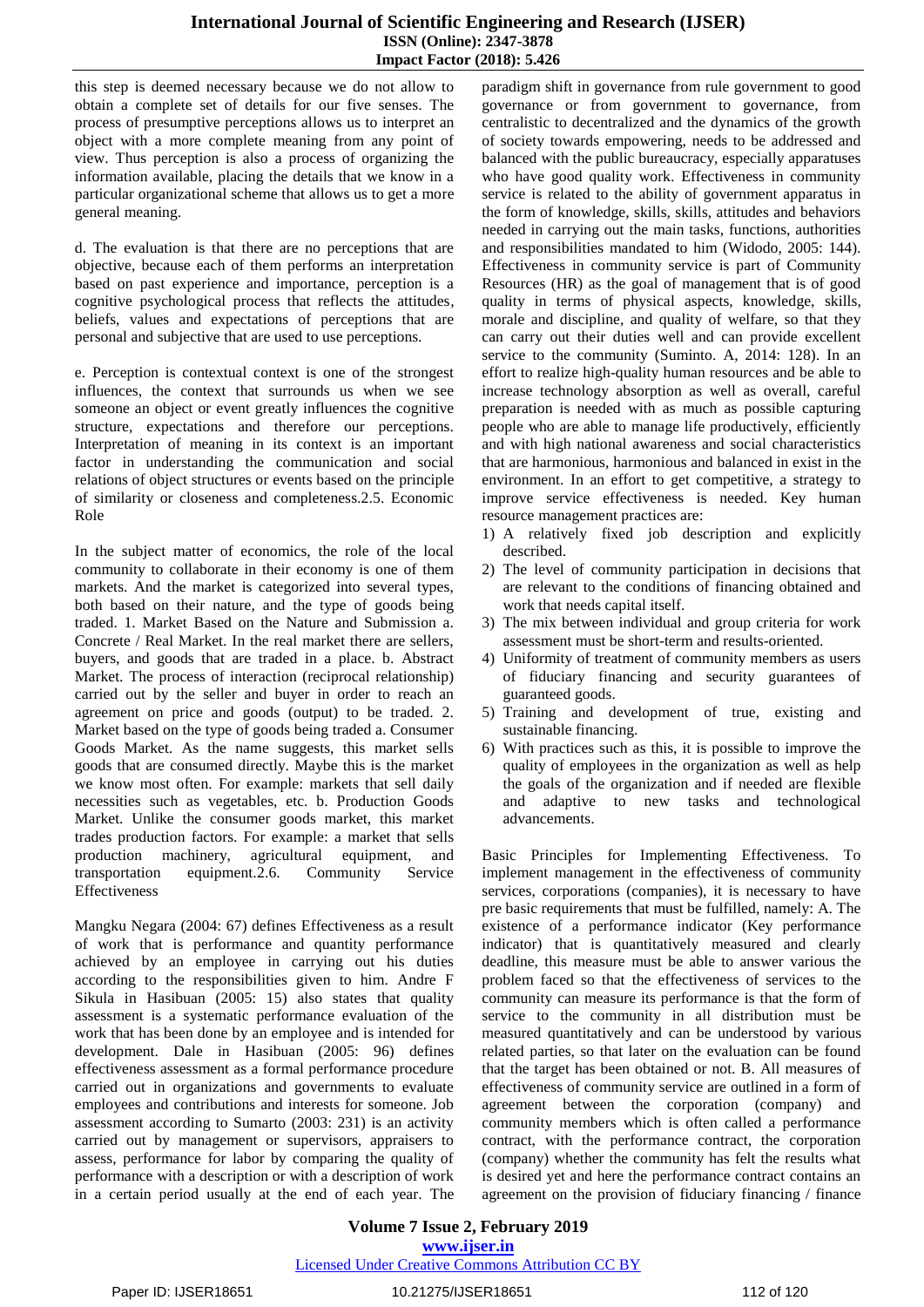this step is deemed necessary because we do not allow to obtain a complete set of details for our five senses. The process of presumptive perceptions allows us to interpret an object with a more complete meaning from any point of view. Thus perception is also a process of organizing the information available, placing the details that we know in a particular organizational scheme that allows us to get a more general meaning.

d. The evaluation is that there are no perceptions that are objective, because each of them performs an interpretation based on past experience and importance, perception is a cognitive psychological process that reflects the attitudes, beliefs, values and expectations of perceptions that are personal and subjective that are used to use perceptions.

e. Perception is contextual context is one of the strongest influences, the context that surrounds us when we see someone an object or event greatly influences the cognitive structure, expectations and therefore our perceptions. Interpretation of meaning in its context is an important factor in understanding the communication and social relations of object structures or events based on the principle of similarity or closeness and completeness.

## 2.5. Economic Role

In the subject matter of economics, the role of the local community to collaborate in their economy is one of them markets. And the market is categorized into several types, both based on their nature, and the type of goods being traded. 1. Market Based on the Nature and Submission a. Concrete / Real Market. In the real market there are sellers, buyers, and goods that are traded in a place. b. Abstract Market. The process of interaction (reciprocal relationship) carried out by the seller and buyer in order to reach an agreement on price and goods (output) to be traded. 2. Market based on the type of goods being traded a. Consumer Goods Market. As the name suggests, this market sells goods that are consumed directly. Maybe this is the market we know most often. For example: markets that sell daily necessities such as vegetables, etc. b. Production Goods Market. Unlike the consumer goods market, this market trades production factors. For example: a market that sells production machinery, agricultural equipment, and transportation equipment.

## 2.6. Community Service Effectiveness

Mangku Negara (2004: 67) defines Effectiveness as a result of work that is performance and quantity performance achieved by an employee in carrying out his duties according to the responsibilities given to him. Andre F Sikula in Hasibuan (2005: 15) also states that quality assessment is a systematic performance evaluation of the work that has been done by an employee and is intended for development. Dale in Hasibuan (2005: 96) defines effectiveness assessment as a formal performance procedure carried out in organizations and governments to evaluate employees and contributions and interests for someone. Job assessment according to Sumarto (2003: 231) is an activity carried out by management or supervisors, appraisers to assess, performance for labor by comparing the quality of performance with a description or with a description of work in a certain period usually at the end of each year. The paradigm shift in governance from rule government to good governance or from government to governance, from centralistic to decentralized and the dynamics of the growth of society towards empowering, needs to be addressed and balanced with the public bureaucracy, especially apparatuses who have good quality work. Effectiveness in community service is related to the ability of government apparatus in the form of knowledge, skills, skills, attitudes and behaviors needed in carrying out the main tasks, functions, authorities and responsibilities mandated to him (Widodo, 2005: 144). Effectiveness in community service is part of Community Resources (HR) as the goal of management that is of good quality in terms of physical aspects, knowledge, skills, morale and discipline, and quality of welfare, so that they can carry out their duties well and can provide excellent service to the community (Suminto. A, 2014: 128). In an effort to realize high-quality human resources and be able to increase technology absorption as well as overall, careful preparation is needed with as much as possible capturing people who are able to manage life productively, efficiently and with high national awareness and social characteristics that are harmonious, harmonious and balanced in exist in the environment. In an effort to get competitive, a strategy to improve service effectiveness is needed. Key human resource management practices are:

1) A relatively fixed job description and explicitly described.
2) The level of community participation in decisions that are relevant to the conditions of financing obtained and work that needs capital itself.
3) The mix between individual and group criteria for work assessment must be short-term and results-oriented.
4) Uniformity of treatment of community members as users of fiduciary financing and security guarantees of guaranteed goods.
5) Training and development of true, existing and sustainable financing.
6) With practices such as this, it is possible to improve the quality of employees in the organization as well as help the goals of the organization and if needed are flexible and adaptive to new tasks and technological advancements.

Basic Principles for Implementing Effectiveness. To implement management in the effectiveness of community services, corporations (companies), it is necessary to have pre basic requirements that must be fulfilled, namely: A. The existence of a performance indicator (Key performance indicator) that is quantitatively measured and clearly deadline, this measure must be able to answer various the problem faced so that the effectiveness of services to the community can measure its performance is that the form of service to the community in all distribution must be measured quantitatively and can be understood by various related parties, so that later on the evaluation can be found that the target has been obtained or not. B. All measures of effectiveness of community service are outlined in a form of agreement between the corporation (company) and community members which is often called a performance contract, with the performance contract, the corporation (company) whether the community has felt the results what is desired yet and here the performance contract contains an agreement on the provision of fiduciary financing / finance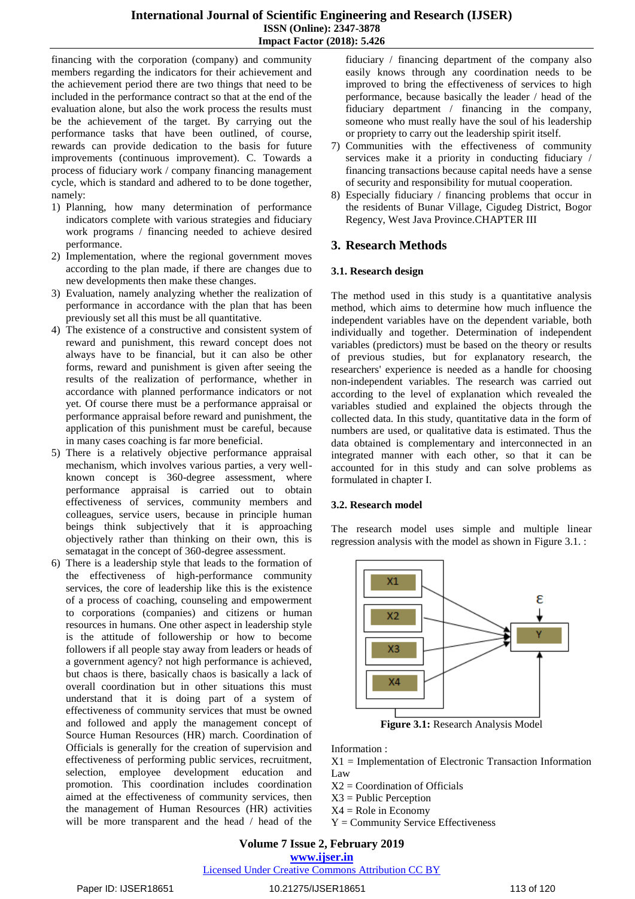financing with the corporation (company) and community members regarding the indicators for their achievement and the achievement period there are two things that need to be included in the performance contract so that at the end of the evaluation alone, but also the work process the results must be the achievement of the target. By carrying out the performance tasks that have been outlined, of course, rewards can provide dedication to the basis for future improvements (continuous improvement). C. Towards a process of fiduciary work / company financing management cycle, which is standard and adhered to to be done together, namely:

1) Planning, how many determination of performance indicators complete with various strategies and fiduciary work programs / financing needed to achieve desired performance.
2) Implementation, where the regional government moves according to the plan made, if there are changes due to new developments then make these changes.
3) Evaluation, namely analyzing whether the realization of performance in accordance with the plan that has been previously set all this must be all quantitative.
4) The existence of a constructive and consistent system of reward and punishment, this reward concept does not always have to be financial, but it can also be other forms, reward and punishment is given after seeing the results of the realization of performance, whether in accordance with planned performance indicators or not yet. Of course there must be a performance appraisal or performance appraisal before reward and punishment, the application of this punishment must be careful, because in many cases coaching is far more beneficial.
5) There is a relatively objective performance appraisal mechanism, which involves various parties, a very well-known concept is 360-degree assessment, where performance appraisal is carried out to obtain effectiveness of services, community members and colleagues, service users, because in principle human beings think subjectively that it is approaching objectively rather than thinking on their own, this is sematagat in the concept of 360-degree assessment.
6) There is a leadership style that leads to the formation of the effectiveness of high-performance community services, the core of leadership like this is the existence of a process of coaching, counseling and empowerment to corporations (companies) and citizens or human resources in humans. One other aspect in leadership style is the attitude of followership or how to become followers if all people stay away from leaders or heads of a government agency? not high performance is achieved, but chaos is there, basically chaos is basically a lack of overall coordination but in other situations this must understand that it is doing part of a system of effectiveness of community services that must be owned and followed and apply the management concept of Source Human Resources (HR) march. Coordination of Officials is generally for the creation of supervision and effectiveness of performing public services, recruitment, selection, employee development education and promotion. This coordination includes coordination aimed at the effectiveness of community services, then the management of Human Resources (HR) activities will be more transparent and the head / head of the fiduciary / financing department of the company also easily knows through any coordination needs to be improved to bring the effectiveness of services to high performance, because basically the leader / head of the fiduciary department / financing in the company, someone who must really have the soul of his leadership or propriety to carry out the leadership spirit itself.
7) Communities with the effectiveness of community services make it a priority in conducting fiduciary / financing transactions because capital needs have a sense of security and responsibility for mutual cooperation.
8) Especially fiduciary / financing problems that occur in the residents of Bunar Village, Cigudeg District, Bogor Regency, West Java Province.CHAPTER III

## 3. Research Methods

### 3.1. Research design

The method used in this study is a quantitative analysis method, which aims to determine how much influence the independent variables have on the dependent variable, both individually and together. Determination of independent variables (predictors) must be based on the theory or results of previous studies, but for explanatory research, the researchers' experience is needed as a handle for choosing non-independent variables. The research was carried out according to the level of explanation which revealed the variables studied and explained the objects through the collected data. In this study, quantitative data in the form of numbers are used, or qualitative data is estimated. Thus the data obtained is complementary and interconnected in an integrated manner with each other, so that it can be accounted for in this study and can solve problems as formulated in chapter I.

### 3.2. Research model

The research model uses simple and multiple linear regression analysis with the model as shown in Figure 3.1. :

**Figure 3.1:** Research Analysis Model

Information :
X1 = Implementation of Electronic Transaction Information Law
X2 = Coordination of Officials
X3 = Public Perception
X4 = Role in Economy
Y = Community Service Effectiveness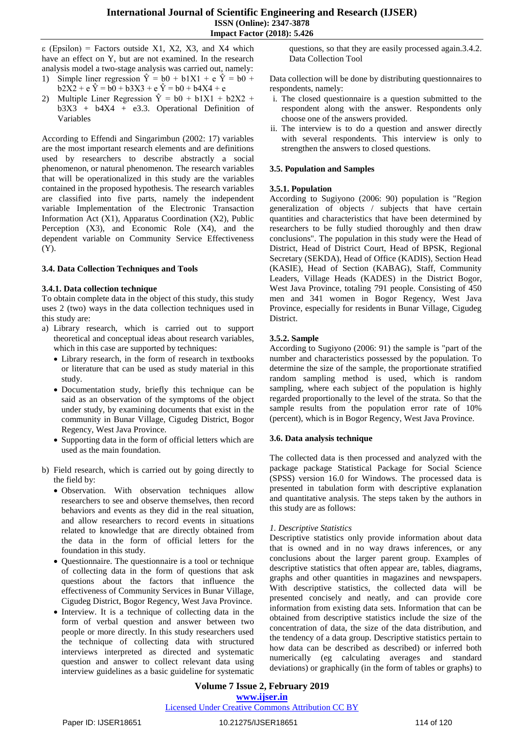ε (Epsilon) = Factors outside X1, X2, X3, and X4 which have an effect on Y, but are not examined. In the research analysis model a two-stage analysis was carried out, namely:

1) Simple liner regression $\hat{Y} = b0 + b1X1 + e$ $\hat{Y} = b0 + b2X2 + e$ $\hat{Y} = b0 + b3X3 + e$ $\hat{Y} = b0 + b4X4 + e$
2) Multiple Liner Regression $\hat{Y} = b0 + b1X1 + b2X2 + b3X3 + b4X4 + e$3.3. Operational Definition of Variables

According to Effendi and Singarimbun (2002: 17) variables are the most important research elements and are definitions used by researchers to describe abstractly a social phenomenon, or natural phenomenon. The research variables that will be operationalized in this study are the variables contained in the proposed hypothesis. The research variables are classified into five parts, namely the independent variable Implementation of the Electronic Transaction Information Act (X1), Apparatus Coordination (X2), Public Perception (X3), and Economic Role (X4), and the dependent variable on Community Service Effectiveness (Y).

### 3.4. Data Collection Techniques and Tools

#### 3.4.1. Data collection technique

To obtain complete data in the object of this study, this study uses 2 (two) ways in the data collection techniques used in this study are:

a) Library research, which is carried out to support theoretical and conceptual ideas about research variables, which in this case are supported by techniques:
   - Library research, in the form of research in textbooks or literature that can be used as study material in this study.
   - Documentation study, briefly this technique can be said as an observation of the symptoms of the object under study, by examining documents that exist in the community in Bunar Village, Cigudeg District, Bogor Regency, West Java Province.
   - Supporting data in the form of official letters which are used as the main foundation.

b) Field research, which is carried out by going directly to the field by:
   - Observation. With observation techniques allow researchers to see and observe themselves, then record behaviors and events as they did in the real situation, and allow researchers to record events in situations related to knowledge that are directly obtained from the data in the form of official letters for the foundation in this study.
   - Questionnaire. The questionnaire is a tool or technique of collecting data in the form of questions that ask questions about the factors that influence the effectiveness of Community Services in Bunar Village, Cigudeg District, Bogor Regency, West Java Province.
   - Interview. It is a technique of collecting data in the form of verbal question and answer between two people or more directly. In this study researchers used the technique of collecting data with structured interviews interpreted as directed and systematic question and answer to collect relevant data using interview guidelines as a basic guideline for systematic questions, so that they are easily processed again.3.4.2. Data Collection Tool

Data collection will be done by distributing questionnaires to respondents, namely:

i. The closed questionnaire is a question submitted to the respondent along with the answer. Respondents only choose one of the answers provided.
ii. The interview is to do a question and answer directly with several respondents. This interview is only to strengthen the answers to closed questions.

### 3.5. Population and Samples

#### 3.5.1. Population

According to Sugiyono (2006: 90) population is "Region generalization of objects / subjects that have certain quantities and characteristics that have been determined by researchers to be fully studied thoroughly and then draw conclusions". The population in this study were the Head of District, Head of District Court, Head of BPSK, Regional Secretary (SEKDA), Head of Office (KADIS), Section Head (KASIE), Head of Section (KABAG), Staff, Community Leaders, Village Heads (KADES) in the District Bogor, West Java Province, totaling 791 people. Consisting of 450 men and 341 women in Bogor Regency, West Java Province, especially for residents in Bunar Village, Cigudeg District.

#### 3.5.2. Sample

According to Sugiyono (2006: 91) the sample is "part of the number and characteristics possessed by the population. To determine the size of the sample, the proportionate stratified random sampling method is used, which is random sampling, where each subject of the population is highly regarded proportionally to the level of the strata. So that the sample results from the population error rate of 10% (percent), which is in Bogor Regency, West Java Province.

### 3.6. Data analysis technique

The collected data is then processed and analyzed with the package package Statistical Package for Social Science (SPSS) version 16.0 for Windows. The processed data is presented in tabulation form with descriptive explanation and quantitative analysis. The steps taken by the authors in this study are as follows:

*1. Descriptive Statistics*

Descriptive statistics only provide information about data that is owned and in no way draws inferences, or any conclusions about the larger parent group. Examples of descriptive statistics that often appear are, tables, diagrams, graphs and other quantities in magazines and newspapers. With descriptive statistics, the collected data will be presented concisely and neatly, and can provide core information from existing data sets. Information that can be obtained from descriptive statistics include the size of the concentration of data, the size of the data distribution, and the tendency of a data group. Descriptive statistics pertain to how data can be described as described) or inferred both numerically (eg calculating averages and standard deviations) or graphically (in the form of tables or graphs) to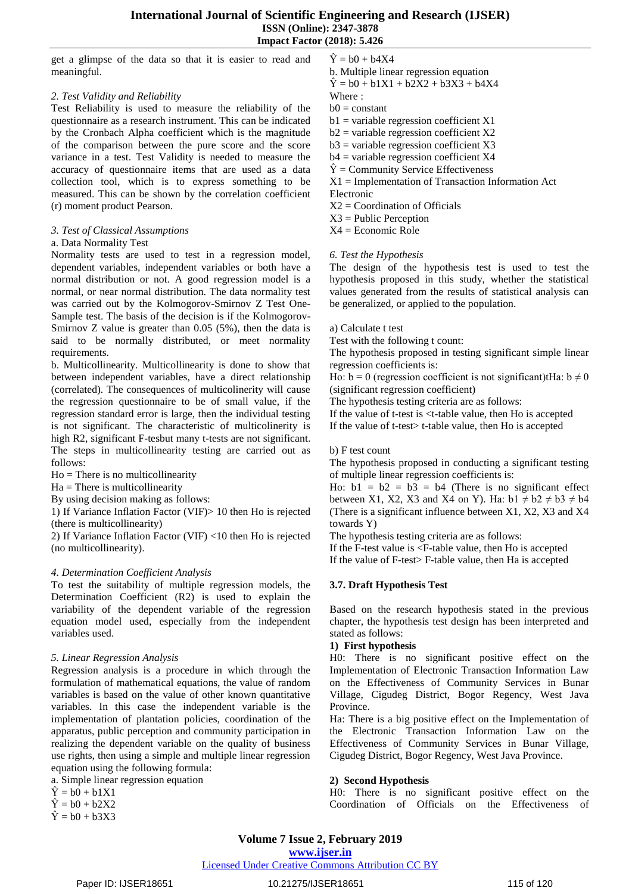get a glimpse of the data so that it is easier to read and meaningful.

*2. Test Validity and Reliability*

Test Reliability is used to measure the reliability of the questionnaire as a research instrument. This can be indicated by the Cronbach Alpha coefficient which is the magnitude of the comparison between the pure score and the score variance in a test. Test Validity is needed to measure the accuracy of questionnaire items that are used as a data collection tool, which is to express something to be measured. This can be shown by the correlation coefficient (r) moment product Pearson.

*3. Test of Classical Assumptions*

a. Data Normality Test

Normality tests are used to test in a regression model, dependent variables, independent variables or both have a normal distribution or not. A good regression model is a normal, or near normal distribution. The data normality test was carried out by the Kolmogorov-Smirnov Z Test One-Sample test. The basis of the decision is if the Kolmogorov-Smirnov Z value is greater than 0.05 (5%), then the data is said to be normally distributed, or meet normality requirements.

b. Multicollinearity. Multicollinearity is done to show that between independent variables, have a direct relationship (correlated). The consequences of multicolinerity will cause the regression questionnaire to be of small value, if the regression standard error is large, then the individual testing is not significant. The characteristic of multicolinerity is high R2, significant F-tesbut many t-tests are not significant. The steps in multicollinearity testing are carried out as follows:

Ho = There is no multicollinearity

Ha = There is multicollinearity

By using decision making as follows:

1) If Variance Inflation Factor (VIF)> 10 then Ho is rejected (there is multicollinearity)

2) If Variance Inflation Factor (VIF) <10 then Ho is rejected (no multicollinearity).

*4. Determination Coefficient Analysis*

To test the suitability of multiple regression models, the Determination Coefficient (R2) is used to explain the variability of the dependent variable of the regression equation model used, especially from the independent variables used.

*5. Linear Regression Analysis*

Regression analysis is a procedure in which through the formulation of mathematical equations, the value of random variables is based on the value of other known quantitative variables. In this case the independent variable is the implementation of plantation policies, coordination of the apparatus, public perception and community participation in realizing the dependent variable on the quality of business use rights, then using a simple and multiple linear regression equation using the following formula:

a. Simple linear regression equation

$\hat{Y} = b0 + b1X1$

$\hat{Y} = b0 + b2X2$

$\hat{Y} = b0 + b3X3$

$\hat{Y} = b0 + b4X4$

b. Multiple linear regression equation

$\hat{Y} = b0 + b1X1 + b2X2 + b3X3 + b4X4$

Where :

b0 = constant

b1 = variable regression coefficient X1

b2 = variable regression coefficient X2

b3 = variable regression coefficient X3

b4 = variable regression coefficient X4

$\hat{Y}$ = Community Service Effectiveness

X1 = Implementation of Transaction Information Act Electronic

X2 = Coordination of Officials

X3 = Public Perception

X4 = Economic Role

*6. Test the Hypothesis*

The design of the hypothesis test is used to test the hypothesis proposed in this study, whether the statistical values generated from the results of statistical analysis can be generalized, or applied to the population.

a) Calculate t test

Test with the following t count:

The hypothesis proposed in testing significant simple linear regression coefficients is:

Ho: $b = 0$ (regression coefficient is not significant)tHa: $b \neq 0$ (significant regression coefficient)

The hypothesis testing criteria are as follows:

If the value of t-test is <t-table value, then Ho is accepted

If the value of t-test> t-table value, then Ho is accepted

b) F test count

The hypothesis proposed in conducting a significant testing of multiple linear regression coefficients is:

Ho: $b1 = b2 = b3 = b4$ (There is no significant effect between X1, X2, X3 and X4 on Y). Ha: $b1 \neq b2 \neq b3 \neq b4$ (There is a significant influence between X1, X2, X3 and X4 towards Y)

The hypothesis testing criteria are as follows:

If the F-test value is <F-table value, then Ho is accepted

If the value of F-test> F-table value, then Ha is accepted

### 3.7. Draft Hypothesis Test

Based on the research hypothesis stated in the previous chapter, the hypothesis test design has been interpreted and stated as follows:

**1) First hypothesis**

H0: There is no significant positive effect on the Implementation of Electronic Transaction Information Law on the Effectiveness of Community Services in Bunar Village, Cigudeg District, Bogor Regency, West Java Province.

Ha: There is a big positive effect on the Implementation of the Electronic Transaction Information Law on the Effectiveness of Community Services in Bunar Village, Cigudeg District, Bogor Regency, West Java Province.

**2) Second Hypothesis**

H0: There is no significant positive effect on the Coordination of Officials on the Effectiveness of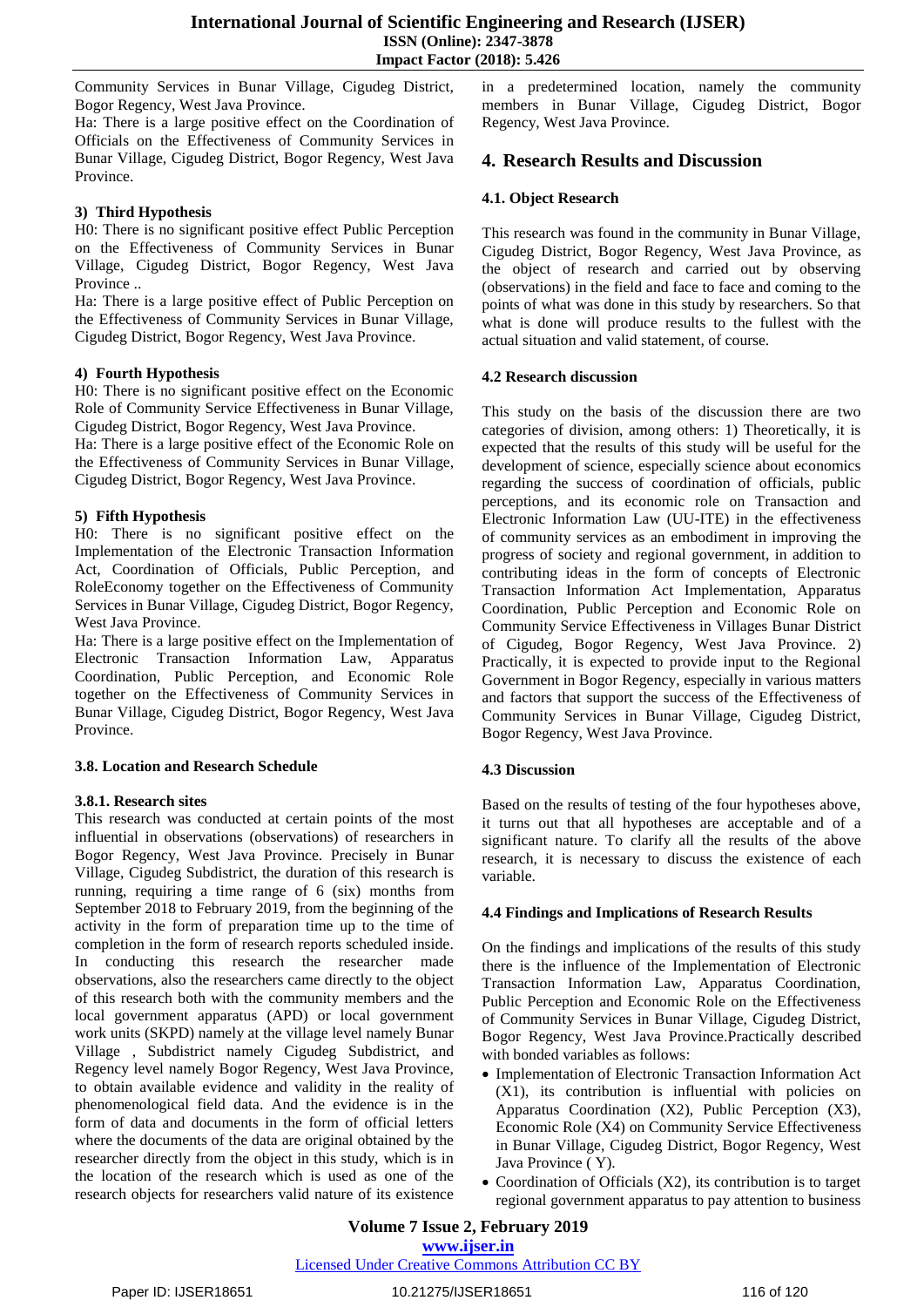Community Services in Bunar Village, Cigudeg District, Bogor Regency, West Java Province.

Ha: There is a large positive effect on the Coordination of Officials on the Effectiveness of Community Services in Bunar Village, Cigudeg District, Bogor Regency, West Java Province.

**3) Third Hypothesis**

H0: There is no significant positive effect Public Perception on the Effectiveness of Community Services in Bunar Village, Cigudeg District, Bogor Regency, West Java Province ..

Ha: There is a large positive effect of Public Perception on the Effectiveness of Community Services in Bunar Village, Cigudeg District, Bogor Regency, West Java Province.

**4) Fourth Hypothesis**

H0: There is no significant positive effect on the Economic Role of Community Service Effectiveness in Bunar Village, Cigudeg District, Bogor Regency, West Java Province.

Ha: There is a large positive effect of the Economic Role on the Effectiveness of Community Services in Bunar Village, Cigudeg District, Bogor Regency, West Java Province.

**5) Fifth Hypothesis**

H0: There is no significant positive effect on the Implementation of the Electronic Transaction Information Act, Coordination of Officials, Public Perception, and RoleEconomy together on the Effectiveness of Community Services in Bunar Village, Cigudeg District, Bogor Regency, West Java Province.

Ha: There is a large positive effect on the Implementation of Electronic Transaction Information Law, Apparatus Coordination, Public Perception, and Economic Role together on the Effectiveness of Community Services in Bunar Village, Cigudeg District, Bogor Regency, West Java Province.

### 3.8. Location and Research Schedule

#### 3.8.1. Research sites

This research was conducted at certain points of the most influential in observations (observations) of researchers in Bogor Regency, West Java Province. Precisely in Bunar Village, Cigudeg Subdistrict, the duration of this research is running, requiring a time range of 6 (six) months from September 2018 to February 2019, from the beginning of the activity in the form of preparation time up to the time of completion in the form of research reports scheduled inside. In conducting this research the researcher made observations, also the researchers came directly to the object of this research both with the community members and the local government apparatus (APD) or local government work units (SKPD) namely at the village level namely Bunar Village , Subdistrict namely Cigudeg Subdistrict, and Regency level namely Bogor Regency, West Java Province, to obtain available evidence and validity in the reality of phenomenological field data. And the evidence is in the form of data and documents in the form of official letters where the documents of the data are original obtained by the researcher directly from the object in this study, which is in the location of the research which is used as one of the research objects for researchers valid nature of its existence in a predetermined location, namely the community members in Bunar Village, Cigudeg District, Bogor Regency, West Java Province.

## 4. Research Results and Discussion

### 4.1. Object Research

This research was found in the community in Bunar Village, Cigudeg District, Bogor Regency, West Java Province, as the object of research and carried out by observing (observations) in the field and face to face and coming to the points of what was done in this study by researchers. So that what is done will produce results to the fullest with the actual situation and valid statement, of course.

### 4.2 Research discussion

This study on the basis of the discussion there are two categories of division, among others: 1) Theoretically, it is expected that the results of this study will be useful for the development of science, especially science about economics regarding the success of coordination of officials, public perceptions, and its economic role on Transaction and Electronic Information Law (UU-ITE) in the effectiveness of community services as an embodiment in improving the progress of society and regional government, in addition to contributing ideas in the form of concepts of Electronic Transaction Information Act Implementation, Apparatus Coordination, Public Perception and Economic Role on Community Service Effectiveness in Villages Bunar District of Cigudeg, Bogor Regency, West Java Province. 2) Practically, it is expected to provide input to the Regional Government in Bogor Regency, especially in various matters and factors that support the success of the Effectiveness of Community Services in Bunar Village, Cigudeg District, Bogor Regency, West Java Province.

### 4.3 Discussion

Based on the results of testing of the four hypotheses above, it turns out that all hypotheses are acceptable and of a significant nature. To clarify all the results of the above research, it is necessary to discuss the existence of each variable.

### 4.4 Findings and Implications of Research Results

On the findings and implications of the results of this study there is the influence of the Implementation of Electronic Transaction Information Law, Apparatus Coordination, Public Perception and Economic Role on the Effectiveness of Community Services in Bunar Village, Cigudeg District, Bogor Regency, West Java Province.Practically described with bonded variables as follows:

- Implementation of Electronic Transaction Information Act (X1), its contribution is influential with policies on Apparatus Coordination (X2), Public Perception (X3), Economic Role (X4) on Community Service Effectiveness in Bunar Village, Cigudeg District, Bogor Regency, West Java Province ( Y).
- Coordination of Officials (X2), its contribution is to target regional government apparatus to pay attention to business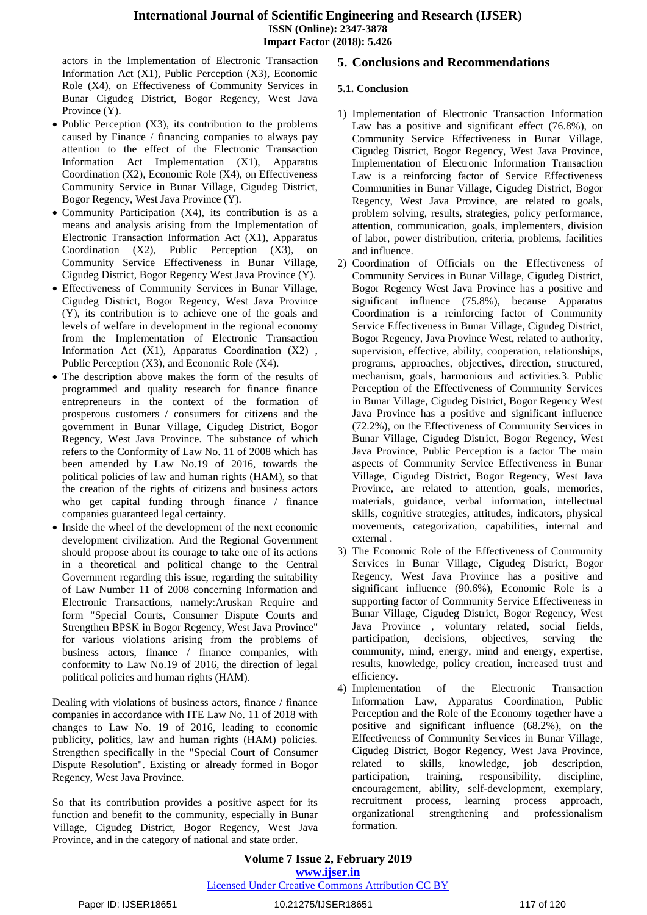actors in the Implementation of Electronic Transaction Information Act (X1), Public Perception (X3), Economic Role (X4), on Effectiveness of Community Services in Bunar Cigudeg District, Bogor Regency, West Java Province (Y).

- Public Perception (X3), its contribution to the problems caused by Finance / financing companies to always pay attention to the effect of the Electronic Transaction Information Act Implementation (X1), Apparatus Coordination (X2), Economic Role (X4), on Effectiveness Community Service in Bunar Village, Cigudeg District, Bogor Regency, West Java Province (Y).
- Community Participation (X4), its contribution is as a means and analysis arising from the Implementation of Electronic Transaction Information Act (X1), Apparatus Coordination (X2), Public Perception (X3), on Community Service Effectiveness in Bunar Village, Cigudeg District, Bogor Regency West Java Province (Y).
- Effectiveness of Community Services in Bunar Village, Cigudeg District, Bogor Regency, West Java Province (Y), its contribution is to achieve one of the goals and levels of welfare in development in the regional economy from the Implementation of Electronic Transaction Information Act (X1), Apparatus Coordination (X2) , Public Perception (X3), and Economic Role (X4).
- The description above makes the form of the results of programmed and quality research for finance finance entrepreneurs in the context of the formation of prosperous customers / consumers for citizens and the government in Bunar Village, Cigudeg District, Bogor Regency, West Java Province. The substance of which refers to the Conformity of Law No. 11 of 2008 which has been amended by Law No.19 of 2016, towards the political policies of law and human rights (HAM), so that the creation of the rights of citizens and business actors who get capital funding through finance / finance companies guaranteed legal certainty.
- Inside the wheel of the development of the next economic development civilization. And the Regional Government should propose about its courage to take one of its actions in a theoretical and political change to the Central Government regarding this issue, regarding the suitability of Law Number 11 of 2008 concerning Information and Electronic Transactions, namely:Aruskan Require and form "Special Courts, Consumer Dispute Courts and Strengthen BPSK in Bogor Regency, West Java Province" for various violations arising from the problems of business actors, finance / finance companies, with conformity to Law No.19 of 2016, the direction of legal political policies and human rights (HAM).

Dealing with violations of business actors, finance / finance companies in accordance with ITE Law No. 11 of 2018 with changes to Law No. 19 of 2016, leading to economic publicity, politics, law and human rights (HAM) policies. Strengthen specifically in the "Special Court of Consumer Dispute Resolution". Existing or already formed in Bogor Regency, West Java Province.

So that its contribution provides a positive aspect for its function and benefit to the community, especially in Bunar Village, Cigudeg District, Bogor Regency, West Java Province, and in the category of national and state order.

## 5. Conclusions and Recommendations

### 5.1. Conclusion

1) Implementation of Electronic Transaction Information Law has a positive and significant effect (76.8%), on Community Service Effectiveness in Bunar Village, Cigudeg District, Bogor Regency, West Java Province, Implementation of Electronic Information Transaction Law is a reinforcing factor of Service Effectiveness Communities in Bunar Village, Cigudeg District, Bogor Regency, West Java Province, are related to goals, problem solving, results, strategies, policy performance, attention, communication, goals, implementers, division of labor, power distribution, criteria, problems, facilities and influence.
2) Coordination of Officials on the Effectiveness of Community Services in Bunar Village, Cigudeg District, Bogor Regency West Java Province has a positive and significant influence (75.8%), because Apparatus Coordination is a reinforcing factor of Community Service Effectiveness in Bunar Village, Cigudeg District, Bogor Regency, Java Province West, related to authority, supervision, effective, ability, cooperation, relationships, programs, approaches, objectives, direction, structured, mechanism, goals, harmonious and activities.3. Public Perception of the Effectiveness of Community Services in Bunar Village, Cigudeg District, Bogor Regency West Java Province has a positive and significant influence (72.2%), on the Effectiveness of Community Services in Bunar Village, Cigudeg District, Bogor Regency, West Java Province, Public Perception is a factor The main aspects of Community Service Effectiveness in Bunar Village, Cigudeg District, Bogor Regency, West Java Province, are related to attention, goals, memories, materials, guidance, verbal information, intellectual skills, cognitive strategies, attitudes, indicators, physical movements, categorization, capabilities, internal and external .
3) The Economic Role of the Effectiveness of Community Services in Bunar Village, Cigudeg District, Bogor Regency, West Java Province has a positive and significant influence (90.6%), Economic Role is a supporting factor of Community Service Effectiveness in Bunar Village, Cigudeg District, Bogor Regency, West Java Province , voluntary related, social fields, participation, decisions, objectives, serving the community, mind, energy, mind and energy, expertise, results, knowledge, policy creation, increased trust and efficiency.
4) Implementation of the Electronic Transaction Information Law, Apparatus Coordination, Public Perception and the Role of the Economy together have a positive and significant influence (68.2%), on the Effectiveness of Community Services in Bunar Village, Cigudeg District, Bogor Regency, West Java Province, related to skills, knowledge, job description, participation, training, responsibility, discipline, encouragement, ability, self-development, exemplary, recruitment process, learning process approach, organizational strengthening and professionalism formation.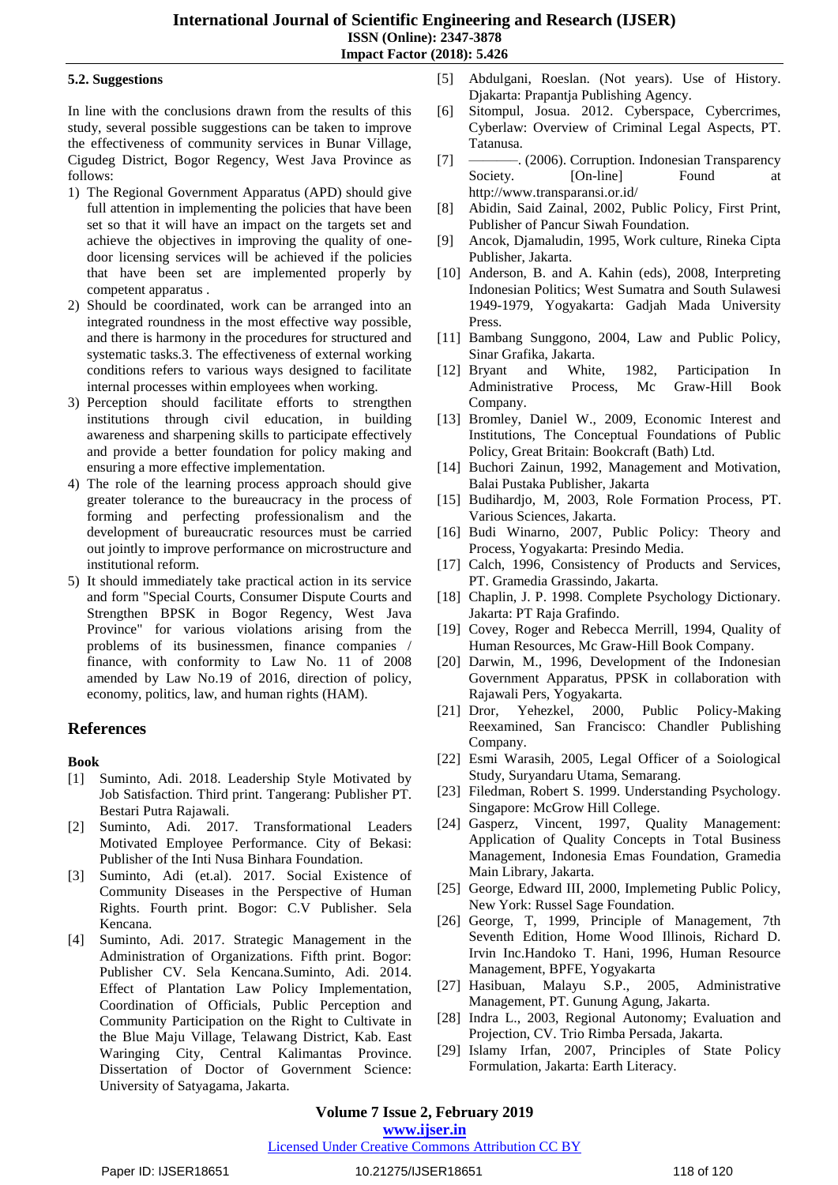### 5.2. Suggestions

In line with the conclusions drawn from the results of this study, several possible suggestions can be taken to improve the effectiveness of community services in Bunar Village, Cigudeg District, Bogor Regency, West Java Province as follows:

1) The Regional Government Apparatus (APD) should give full attention in implementing the policies that have been set so that it will have an impact on the targets set and achieve the objectives in improving the quality of one-door licensing services will be achieved if the policies that have been set are implemented properly by competent apparatus .
2) Should be coordinated, work can be arranged into an integrated roundness in the most effective way possible, and there is harmony in the procedures for structured and systematic tasks.3. The effectiveness of external working conditions refers to various ways designed to facilitate internal processes within employees when working.
3) Perception should facilitate efforts to strengthen institutions through civil education, in building awareness and sharpening skills to participate effectively and provide a better foundation for policy making and ensuring a more effective implementation.
4) The role of the learning process approach should give greater tolerance to the bureaucracy in the process of forming and perfecting professionalism and the development of bureaucratic resources must be carried out jointly to improve performance on microstructure and institutional reform.
5) It should immediately take practical action in its service and form "Special Courts, Consumer Dispute Courts and Strengthen BPSK in Bogor Regency, West Java Province" for various violations arising from the problems of its businessmen, finance companies / finance, with conformity to Law No. 11 of 2008 amended by Law No.19 of 2016, direction of policy, economy, politics, law, and human rights (HAM).

## References

**Book**

[1] Suminto, Adi. 2018. Leadership Style Motivated by Job Satisfaction. Third print. Tangerang: Publisher PT. Bestari Putra Rajawali.
[2] Suminto, Adi. 2017. Transformational Leaders Motivated Employee Performance. City of Bekasi: Publisher of the Inti Nusa Binhara Foundation.
[3] Suminto, Adi (et.al). 2017. Social Existence of Community Diseases in the Perspective of Human Rights. Fourth print. Bogor: C.V Publisher. Sela Kencana.
[4] Suminto, Adi. 2017. Strategic Management in the Administration of Organizations. Fifth print. Bogor: Publisher CV. Sela Kencana.Suminto, Adi. 2014. Effect of Plantation Law Policy Implementation, Coordination of Officials, Public Perception and Community Participation on the Right to Cultivate in the Blue Maju Village, Telawang District, Kab. East Waringing City, Central Kalimantas Province. Dissertation of Doctor of Government Science: University of Satyagama, Jakarta.
[5] Abdulgani, Roeslan. (Not years). Use of History. Djakarta: Prapantja Publishing Agency.
[6] Sitompul, Josua. 2012. Cyberspace, Cybercrimes, Cyberlaw: Overview of Criminal Legal Aspects, PT. Tatanusa.
[7] ———. (2006). Corruption. Indonesian Transparency Society. [On-line] Found at http://www.transparansi.or.id/
[8] Abidin, Said Zainal, 2002, Public Policy, First Print, Publisher of Pancur Siwah Foundation.
[9] Ancok, Djamaludin, 1995, Work culture, Rineka Cipta Publisher, Jakarta.
[10] Anderson, B. and A. Kahin (eds), 2008, Interpreting Indonesian Politics; West Sumatra and South Sulawesi 1949-1979, Yogyakarta: Gadjah Mada University Press.
[11] Bambang Sunggono, 2004, Law and Public Policy, Sinar Grafika, Jakarta.
[12] Bryant and White, 1982, Participation In Administrative Process, Mc Graw-Hill Book Company.
[13] Bromley, Daniel W., 2009, Economic Interest and Institutions, The Conceptual Foundations of Public Policy, Great Britain: Bookcraft (Bath) Ltd.
[14] Buchori Zainun, 1992, Management and Motivation, Balai Pustaka Publisher, Jakarta
[15] Budihardjo, M, 2003, Role Formation Process, PT. Various Sciences, Jakarta.
[16] Budi Winarno, 2007, Public Policy: Theory and Process, Yogyakarta: Presindo Media.
[17] Calch, 1996, Consistency of Products and Services, PT. Gramedia Grassindo, Jakarta.
[18] Chaplin, J. P. 1998. Complete Psychology Dictionary. Jakarta: PT Raja Grafindo.
[19] Covey, Roger and Rebecca Merrill, 1994, Quality of Human Resources, Mc Graw-Hill Book Company.
[20] Darwin, M., 1996, Development of the Indonesian Government Apparatus, PPSK in collaboration with Rajawali Pers, Yogyakarta.
[21] Dror, Yehezkel, 2000, Public Policy-Making Reexamined, San Francisco: Chandler Publishing Company.
[22] Esmi Warasih, 2005, Legal Officer of a Soiological Study, Suryandaru Utama, Semarang.
[23] Filedman, Robert S. 1999. Understanding Psychology. Singapore: McGrow Hill College.
[24] Gasperz, Vincent, 1997, Quality Management: Application of Quality Concepts in Total Business Management, Indonesia Emas Foundation, Gramedia Main Library, Jakarta.
[25] George, Edward III, 2000, Implemeting Public Policy, New York: Russel Sage Foundation.
[26] George, T, 1999, Principle of Management, 7th Seventh Edition, Home Wood Illinois, Richard D. Irvin Inc.Handoko T. Hani, 1996, Human Resource Management, BPFE, Yogyakarta
[27] Hasibuan, Malayu S.P., 2005, Administrative Management, PT. Gunung Agung, Jakarta.
[28] Indra L., 2003, Regional Autonomy; Evaluation and Projection, CV. Trio Rimba Persada, Jakarta.
[29] Islamy Irfan, 2007, Principles of State Policy Formulation, Jakarta: Earth Literacy.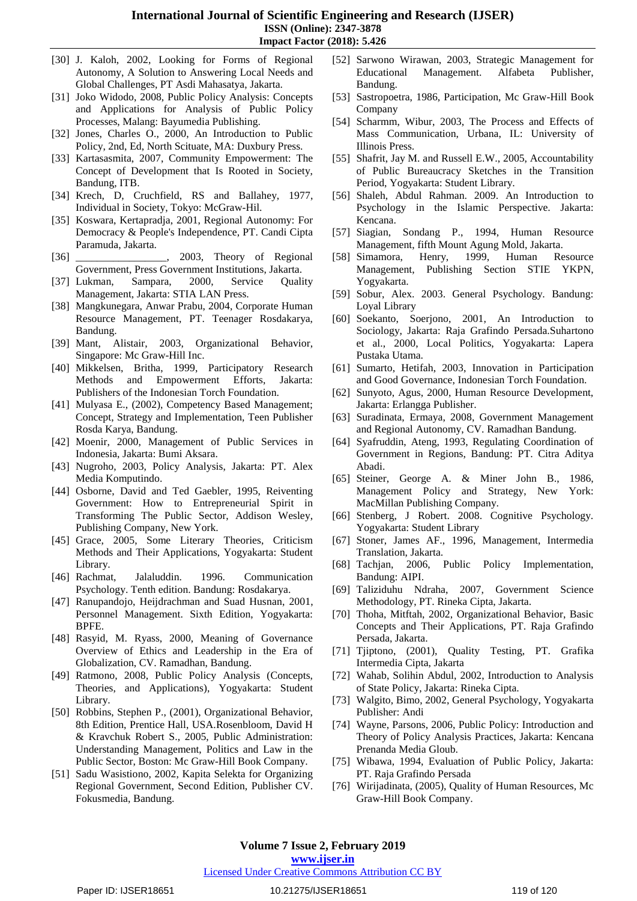[30] J. Kaloh, 2002, Looking for Forms of Regional Autonomy, A Solution to Answering Local Needs and Global Challenges, PT Asdi Mahasatya, Jakarta.

[31] Joko Widodo, 2008, Public Policy Analysis: Concepts and Applications for Analysis of Public Policy Processes, Malang: Bayumedia Publishing.

[32] Jones, Charles O., 2000, An Introduction to Public Policy, 2nd, Ed, North Scituate, MA: Duxbury Press.

[33] Kartasasmita, 2007, Community Empowerment: The Concept of Development that Is Rooted in Society, Bandung, ITB.

[34] Krech, D, Cruchfield, RS and Ballahey, 1977, Individual in Society, Tokyo: McGraw-Hil.

[35] Koswara, Kertapradja, 2001, Regional Autonomy: For Democracy & People's Independence, PT. Candi Cipta Paramuda, Jakarta.

[36] ________________, 2003, Theory of Regional Government, Press Government Institutions, Jakarta.

[37] Lukman, Sampara, 2000, Service Quality Management, Jakarta: STIA LAN Press.

[38] Mangkunegara, Anwar Prabu, 2004, Corporate Human Resource Management, PT. Teenager Rosdakarya, Bandung.

[39] Mant, Alistair, 2003, Organizational Behavior, Singapore: Mc Graw-Hill Inc.

[40] Mikkelsen, Britha, 1999, Participatory Research Methods and Empowerment Efforts, Jakarta: Publishers of the Indonesian Torch Foundation.

[41] Mulyasa E., (2002), Competency Based Management; Concept, Strategy and Implementation, Teen Publisher Rosda Karya, Bandung.

[42] Moenir, 2000, Management of Public Services in Indonesia, Jakarta: Bumi Aksara.

[43] Nugroho, 2003, Policy Analysis, Jakarta: PT. Alex Media Komputindo.

[44] Osborne, David and Ted Gaebler, 1995, Reiventing Government: How to Entrepreneurial Spirit in Transforming The Public Sector, Addison Wesley, Publishing Company, New York.

[45] Grace, 2005, Some Literary Theories, Criticism Methods and Their Applications, Yogyakarta: Student Library.

[46] Rachmat, Jalaluddin. 1996. Communication Psychology. Tenth edition. Bandung: Rosdakarya.

[47] Ranupandojo, Heijdrachman and Suad Husnan, 2001, Personnel Management. Sixth Edition, Yogyakarta: BPFE.

[48] Rasyid, M. Ryass, 2000, Meaning of Governance Overview of Ethics and Leadership in the Era of Globalization, CV. Ramadhan, Bandung.

[49] Ratmono, 2008, Public Policy Analysis (Concepts, Theories, and Applications), Yogyakarta: Student Library.

[50] Robbins, Stephen P., (2001), Organizational Behavior, 8th Edition, Prentice Hall, USA.Rosenbloom, David H & Kravchuk Robert S., 2005, Public Administration: Understanding Management, Politics and Law in the Public Sector, Boston: Mc Graw-Hill Book Company.

[51] Sadu Wasistiono, 2002, Kapita Selekta for Organizing Regional Government, Second Edition, Publisher CV. Fokusmedia, Bandung.

[52] Sarwono Wirawan, 2003, Strategic Management for Educational Management. Alfabeta Publisher, Bandung.

[53] Sastropoetra, 1986, Participation, Mc Graw-Hill Book Company

[54] Scharmm, Wibur, 2003, The Process and Effects of Mass Communication, Urbana, IL: University of Illinois Press.

[55] Shafrit, Jay M. and Russell E.W., 2005, Accountability of Public Bureaucracy Sketches in the Transition Period, Yogyakarta: Student Library.

[56] Shaleh, Abdul Rahman. 2009. An Introduction to Psychology in the Islamic Perspective. Jakarta: Kencana.

[57] Siagian, Sondang P., 1994, Human Resource Management, fifth Mount Agung Mold, Jakarta.

[58] Simamora, Henry, 1999, Human Resource Management, Publishing Section STIE YKPN, Yogyakarta.

[59] Sobur, Alex. 2003. General Psychology. Bandung: Loyal Library

[60] Soekanto, Soerjono, 2001, An Introduction to Sociology, Jakarta: Raja Grafindo Persada.Suhartono et al., 2000, Local Politics, Yogyakarta: Lapera Pustaka Utama.

[61] Sumarto, Hetifah, 2003, Innovation in Participation and Good Governance, Indonesian Torch Foundation.

[62] Sunyoto, Agus, 2000, Human Resource Development, Jakarta: Erlangga Publisher.

[63] Suradinata, Ermaya, 2008, Government Management and Regional Autonomy, CV. Ramadhan Bandung.

[64] Syafruddin, Ateng, 1993, Regulating Coordination of Government in Regions, Bandung: PT. Citra Aditya Abadi.

[65] Steiner, George A. & Miner John B., 1986, Management Policy and Strategy, New York: MacMillan Publishing Company.

[66] Stenberg, J Robert. 2008. Cognitive Psychology. Yogyakarta: Student Library

[67] Stoner, James AF., 1996, Management, Intermedia Translation, Jakarta.

[68] Tachjan, 2006, Public Policy Implementation, Bandung: AIPI.

[69] Taliziduhu Ndraha, 2007, Government Science Methodology, PT. Rineka Cipta, Jakarta.

[70] Thoha, Mitftah, 2002, Organizational Behavior, Basic Concepts and Their Applications, PT. Raja Grafindo Persada, Jakarta.

[71] Tjiptono, (2001), Quality Testing, PT. Grafika Intermedia Cipta, Jakarta

[72] Wahab, Solihin Abdul, 2002, Introduction to Analysis of State Policy, Jakarta: Rineka Cipta.

[73] Walgito, Bimo, 2002, General Psychology, Yogyakarta Publisher: Andi

[74] Wayne, Parsons, 2006, Public Policy: Introduction and Theory of Policy Analysis Practices, Jakarta: Kencana Prenanda Media Gloub.

[75] Wibawa, 1994, Evaluation of Public Policy, Jakarta: PT. Raja Grafindo Persada

[76] Wirijadinata, (2005), Quality of Human Resources, Mc Graw-Hill Book Company.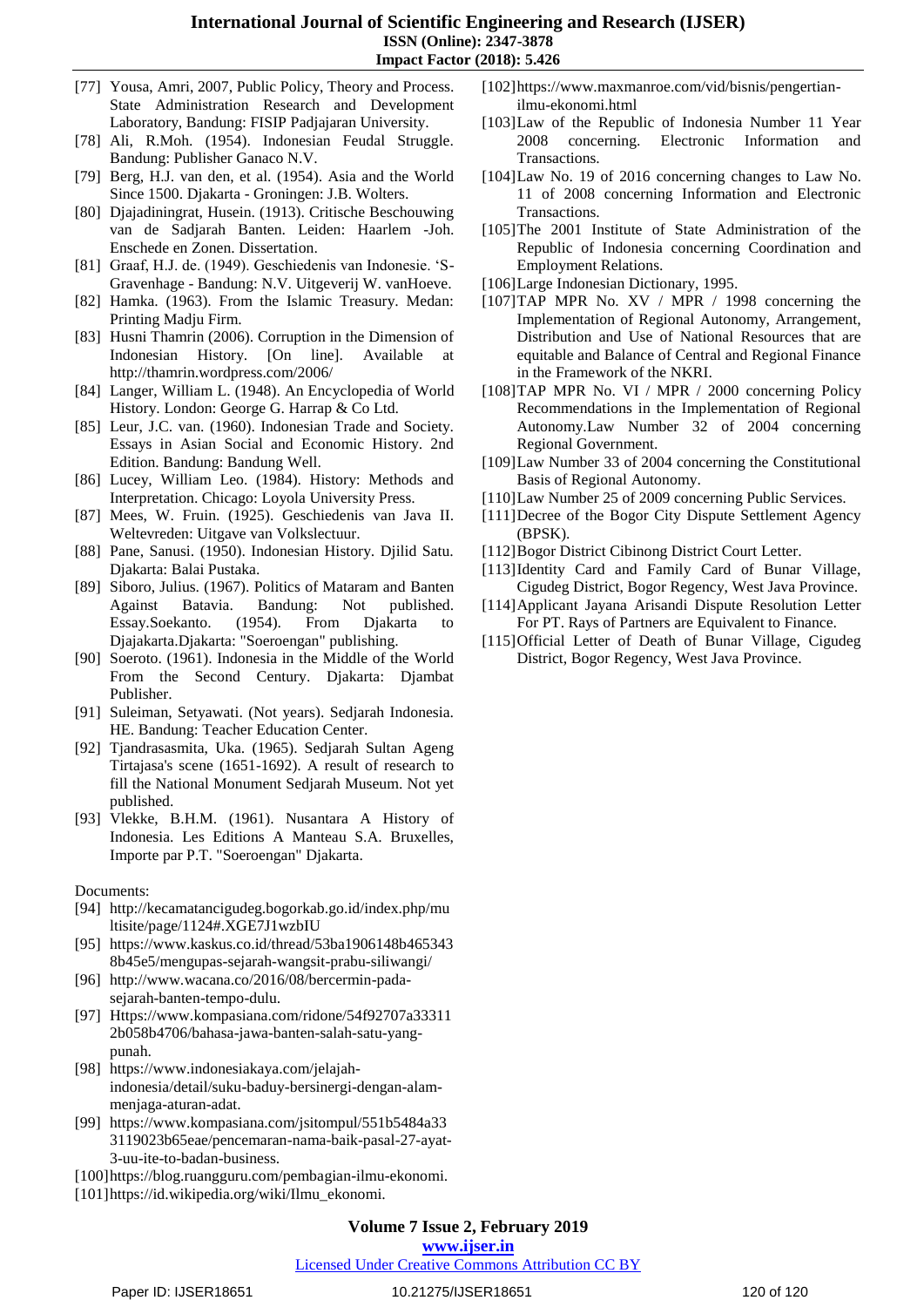[77] Yousa, Amri, 2007, Public Policy, Theory and Process. State Administration Research and Development Laboratory, Bandung: FISIP Padjajaran University.

[78] Ali, R.Moh. (1954). Indonesian Feudal Struggle. Bandung: Publisher Ganaco N.V.

[79] Berg, H.J. van den, et al. (1954). Asia and the World Since 1500. Djakarta - Groningen: J.B. Wolters.

[80] Djajadiningrat, Husein. (1913). Critische Beschouwing van de Sadjarah Banten. Leiden: Haarlem -Joh. Enschede en Zonen. Dissertation.

[81] Graaf, H.J. de. (1949). Geschiedenis van Indonesie. 'S-Gravenhage - Bandung: N.V. Uitgeverij W. vanHoeve.

[82] Hamka. (1963). From the Islamic Treasury. Medan: Printing Madju Firm.

[83] Husni Thamrin (2006). Corruption in the Dimension of Indonesian History. [On line]. Available at http://thamrin.wordpress.com/2006/

[84] Langer, William L. (1948). An Encyclopedia of World History. London: George G. Harrap & Co Ltd.

[85] Leur, J.C. van. (1960). Indonesian Trade and Society. Essays in Asian Social and Economic History. 2nd Edition. Bandung: Bandung Well.

[86] Lucey, William Leo. (1984). History: Methods and Interpretation. Chicago: Loyola University Press.

[87] Mees, W. Fruin. (1925). Geschiedenis van Java II. Weltevreden: Uitgave van Volkslectuur.

[88] Pane, Sanusi. (1950). Indonesian History. Djilid Satu. Djakarta: Balai Pustaka.

[89] Siboro, Julius. (1967). Politics of Mataram and Banten Against Batavia. Bandung: Not published. Essay.Soekanto. (1954). From Djakarta to Djajakarta.Djakarta: "Soeroengan" publishing.

[90] Soeroto. (1961). Indonesia in the Middle of the World From the Second Century. Djakarta: Djambat Publisher.

[91] Suleiman, Setyawati. (Not years). Sedjarah Indonesia. HE. Bandung: Teacher Education Center.

[92] Tjandrasasmita, Uka. (1965). Sedjarah Sultan Ageng Tirtajasa's scene (1651-1692). A result of research to fill the National Monument Sedjarah Museum. Not yet published.

[93] Vlekke, B.H.M. (1961). Nusantara A History of Indonesia. Les Editions A Manteau S.A. Bruxelles, Importe par P.T. "Soeroengan" Djakarta.

Documents:

[94] http://kecamatancigudeg.bogorkab.go.id/index.php/multisite/page/1124#.XGE7J1wzbIU

[95] https://www.kaskus.co.id/thread/53ba1906148b4653438b45e5/mengupas-sejarah-wangsit-prabu-siliwangi/

[96] http://www.wacana.co/2016/08/bercermin-pada-sejarah-banten-tempo-dulu.

[97] Https://www.kompasiana.com/ridone/54f92707a333112b058b4706/bahasa-jawa-banten-salah-satu-yang-punah.

[98] https://www.indonesiakaya.com/jelajah-indonesia/detail/suku-baduy-bersinergi-dengan-alam-menjaga-aturan-adat.

[99] https://www.kompasiana.com/jsitompul/551b5484a333119023b65eae/pencemaran-nama-baik-pasal-27-ayat-3-uu-ite-to-badan-business.

[100] https://blog.ruangguru.com/pembagian-ilmu-ekonomi.

[101] https://id.wikipedia.org/wiki/Ilmu_ekonomi.

[102] https://www.maxmanroe.com/vid/bisnis/pengertian-ilmu-ekonomi.html

[103] Law of the Republic of Indonesia Number 11 Year 2008 concerning. Electronic Information and Transactions.

[104] Law No. 19 of 2016 concerning changes to Law No. 11 of 2008 concerning Information and Electronic Transactions.

[105] The 2001 Institute of State Administration of the Republic of Indonesia concerning Coordination and Employment Relations.

[106] Large Indonesian Dictionary, 1995.

[107] TAP MPR No. XV / MPR / 1998 concerning the Implementation of Regional Autonomy, Arrangement, Distribution and Use of National Resources that are equitable and Balance of Central and Regional Finance in the Framework of the NKRI.

[108] TAP MPR No. VI / MPR / 2000 concerning Policy Recommendations in the Implementation of Regional Autonomy.Law Number 32 of 2004 concerning Regional Government.

[109] Law Number 33 of 2004 concerning the Constitutional Basis of Regional Autonomy.

[110] Law Number 25 of 2009 concerning Public Services.

[111] Decree of the Bogor City Dispute Settlement Agency (BPSK).

[112] Bogor District Cibinong District Court Letter.

[113] Identity Card and Family Card of Bunar Village, Cigudeg District, Bogor Regency, West Java Province.

[114] Applicant Jayana Arisandi Dispute Resolution Letter For PT. Rays of Partners are Equivalent to Finance.

[115] Official Letter of Death of Bunar Village, Cigudeg District, Bogor Regency, West Java Province.